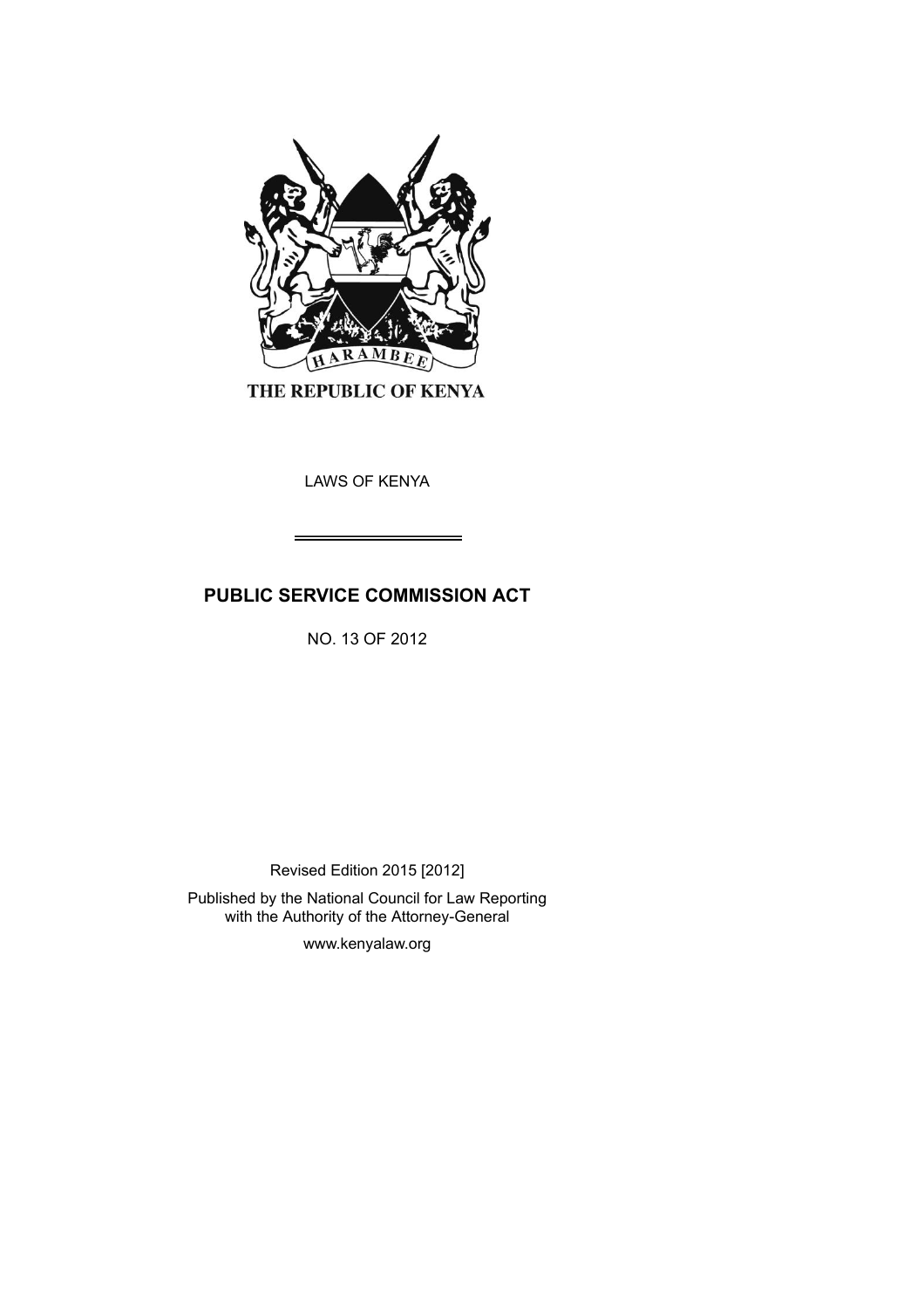THE REPUBLIC OF KENYA

LAWS OF KENYA

# PUBLIC SERVICE COMMISSION ACT

NO. 13 OF 2012

Revised Edition 2015 [2012]

Published by the National Council for Law Reporting with the Authority of the Attorney-General

www.kenyalaw.org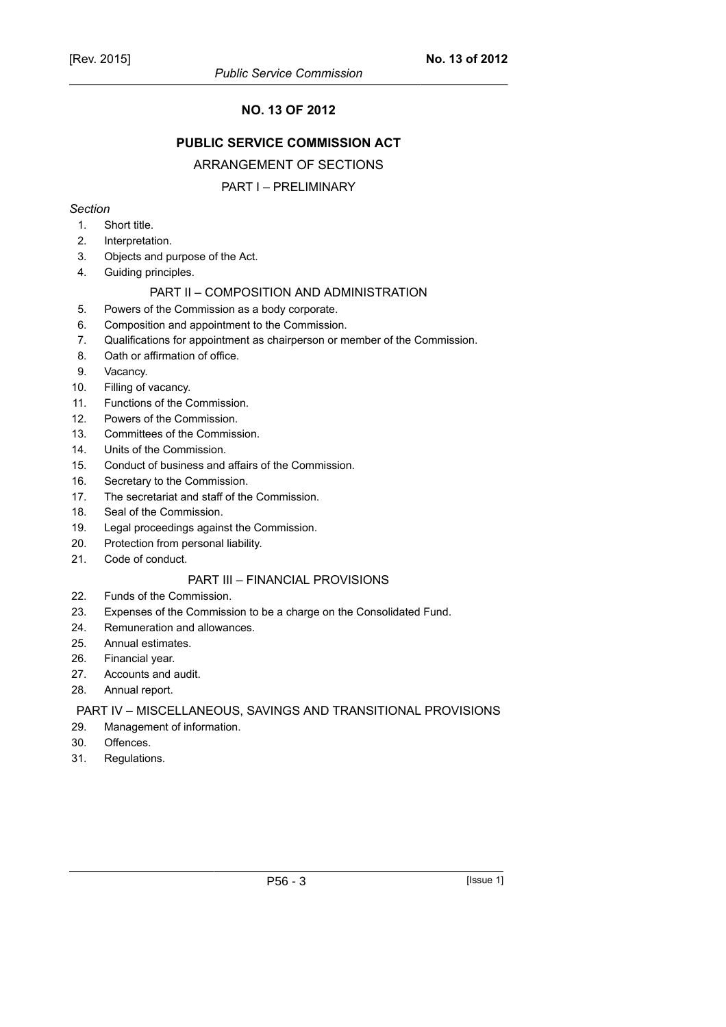## NO. 13 OF 2012

## PUBLIC SERVICE COMMISSION ACT

### ARRANGEMENT OF SECTIONS

### PART I – PRELIMINARY

*Section*

1. Short title.
2. Interpretation.
3. Objects and purpose of the Act.
4. Guiding principles.

### PART II – COMPOSITION AND ADMINISTRATION

5. Powers of the Commission as a body corporate.
6. Composition and appointment to the Commission.
7. Qualifications for appointment as chairperson or member of the Commission.
8. Oath or affirmation of office.
9. Vacancy.
10. Filling of vacancy.
11. Functions of the Commission.
12. Powers of the Commission.
13. Committees of the Commission.
14. Units of the Commission.
15. Conduct of business and affairs of the Commission.
16. Secretary to the Commission.
17. The secretariat and staff of the Commission.
18. Seal of the Commission.
19. Legal proceedings against the Commission.
20. Protection from personal liability.
21. Code of conduct.

### PART III – FINANCIAL PROVISIONS

22. Funds of the Commission.
23. Expenses of the Commission to be a charge on the Consolidated Fund.
24. Remuneration and allowances.
25. Annual estimates.
26. Financial year.
27. Accounts and audit.
28. Annual report.

### PART IV – MISCELLANEOUS, SAVINGS AND TRANSITIONAL PROVISIONS

29. Management of information.
30. Offences.
31. Regulations.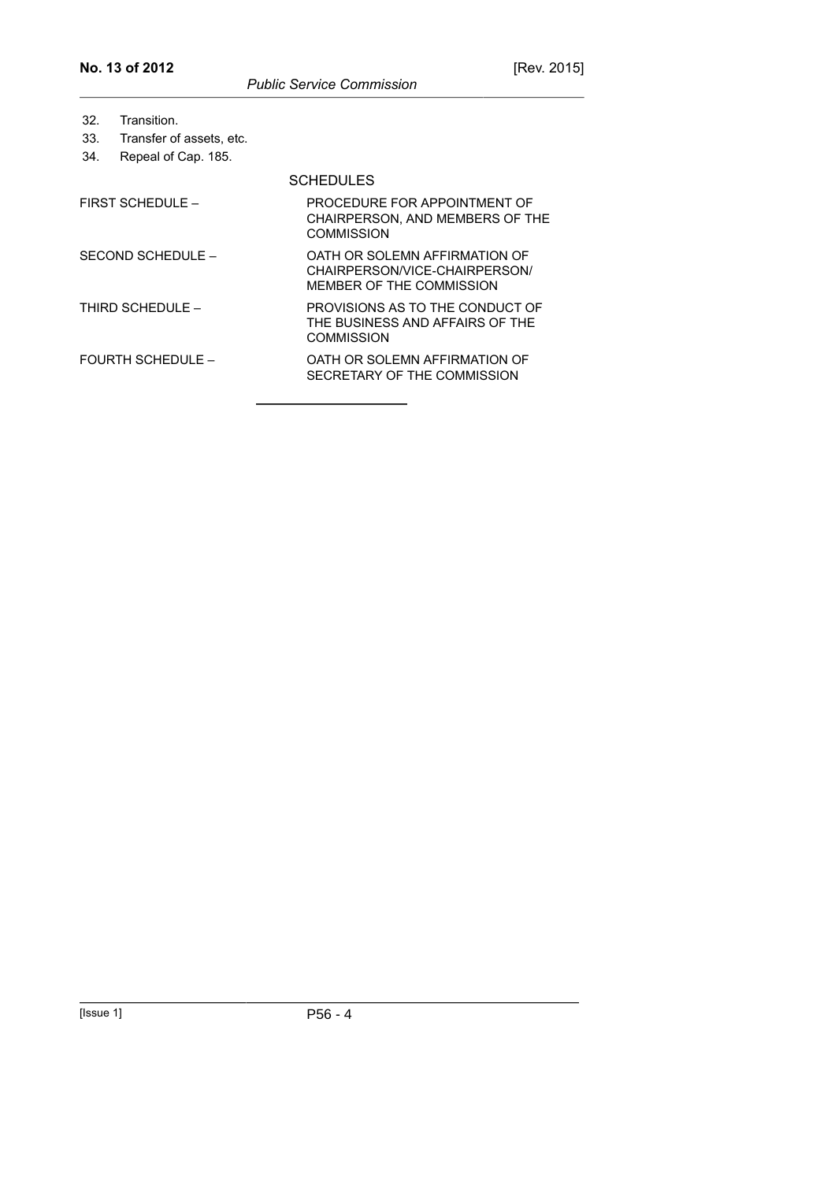32. Transition.
33. Transfer of assets, etc.
34. Repeal of Cap. 185.

SCHEDULES

| | |
|---|---|
| FIRST SCHEDULE – | PROCEDURE FOR APPOINTMENT OF CHAIRPERSON, AND MEMBERS OF THE COMMISSION |
| SECOND SCHEDULE – | OATH OR SOLEMN AFFIRMATION OF CHAIRPERSON/VICE-CHAIRPERSON/ MEMBER OF THE COMMISSION |
| THIRD SCHEDULE – | PROVISIONS AS TO THE CONDUCT OF THE BUSINESS AND AFFAIRS OF THE COMMISSION |
| FOURTH SCHEDULE – | OATH OR SOLEMN AFFIRMATION OF SECRETARY OF THE COMMISSION |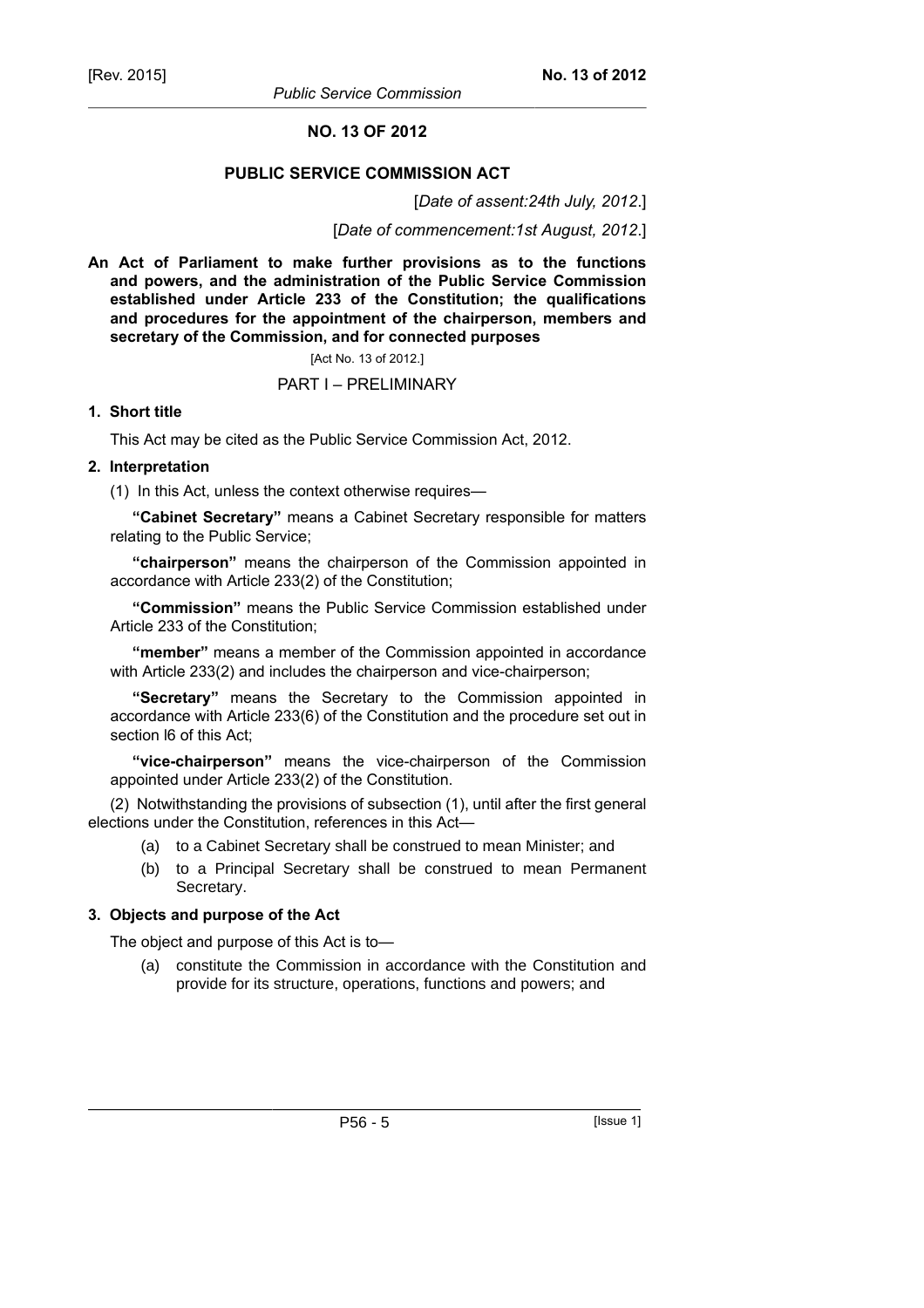# NO. 13 OF 2012

## PUBLIC SERVICE COMMISSION ACT

[*Date of assent:24th July, 2012*.]

[*Date of commencement:1st August, 2012*.]

**An Act of Parliament to make further provisions as to the functions and powers, and the administration of the Public Service Commission established under Article 233 of the Constitution; the qualifications and procedures for the appointment of the chairperson, members and secretary of the Commission, and for connected purposes**

[Act No. 13 of 2012.]

PART I – PRELIMINARY

**1. Short title**

This Act may be cited as the Public Service Commission Act, 2012.

**2. Interpretation**

(1) In this Act, unless the context otherwise requires—

**"Cabinet Secretary"** means a Cabinet Secretary responsible for matters relating to the Public Service;

**"chairperson"** means the chairperson of the Commission appointed in accordance with Article 233(2) of the Constitution;

**"Commission"** means the Public Service Commission established under Article 233 of the Constitution;

**"member"** means a member of the Commission appointed in accordance with Article 233(2) and includes the chairperson and vice-chairperson;

**"Secretary"** means the Secretary to the Commission appointed in accordance with Article 233(6) of the Constitution and the procedure set out in section l6 of this Act;

**"vice-chairperson"** means the vice-chairperson of the Commission appointed under Article 233(2) of the Constitution.

(2) Notwithstanding the provisions of subsection (1), until after the first general elections under the Constitution, references in this Act—

- (a) to a Cabinet Secretary shall be construed to mean Minister; and
- (b) to a Principal Secretary shall be construed to mean Permanent Secretary.

**3. Objects and purpose of the Act**

The object and purpose of this Act is to—

- (a) constitute the Commission in accordance with the Constitution and provide for its structure, operations, functions and powers; and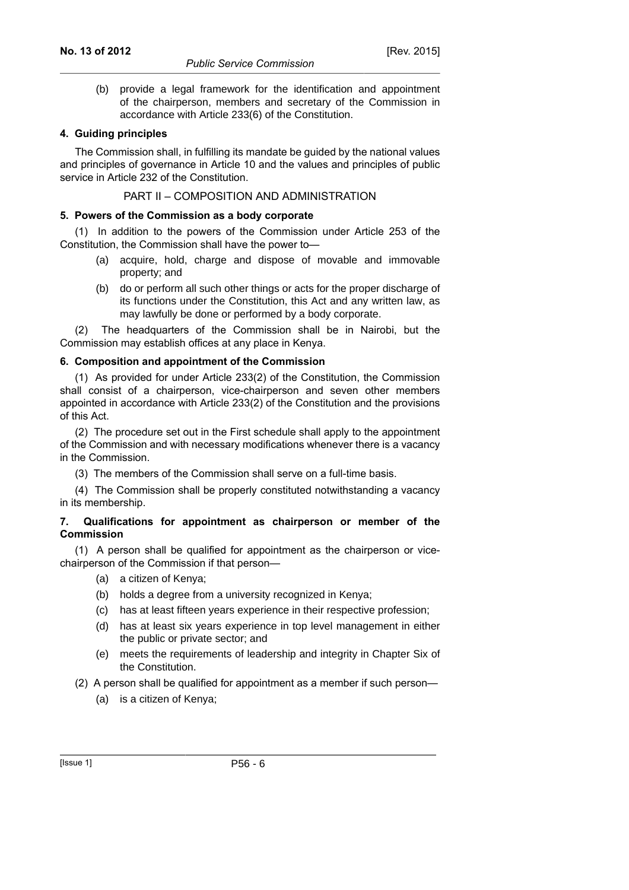(b) provide a legal framework for the identification and appointment of the chairperson, members and secretary of the Commission in accordance with Article 233(6) of the Constitution.

**4. Guiding principles**

The Commission shall, in fulfilling its mandate be guided by the national values and principles of governance in Article 10 and the values and principles of public service in Article 232 of the Constitution.

PART II – COMPOSITION AND ADMINISTRATION

**5. Powers of the Commission as a body corporate**

(1) In addition to the powers of the Commission under Article 253 of the Constitution, the Commission shall have the power to—

(a) acquire, hold, charge and dispose of movable and immovable property; and

(b) do or perform all such other things or acts for the proper discharge of its functions under the Constitution, this Act and any written law, as may lawfully be done or performed by a body corporate.

(2) The headquarters of the Commission shall be in Nairobi, but the Commission may establish offices at any place in Kenya.

**6. Composition and appointment of the Commission**

(1) As provided for under Article 233(2) of the Constitution, the Commission shall consist of a chairperson, vice-chairperson and seven other members appointed in accordance with Article 233(2) of the Constitution and the provisions of this Act.

(2) The procedure set out in the First schedule shall apply to the appointment of the Commission and with necessary modifications whenever there is a vacancy in the Commission.

(3) The members of the Commission shall serve on a full-time basis.

(4) The Commission shall be properly constituted notwithstanding a vacancy in its membership.

**7. Qualifications for appointment as chairperson or member of the Commission**

(1) A person shall be qualified for appointment as the chairperson or vice-chairperson of the Commission if that person—

(a) a citizen of Kenya;

(b) holds a degree from a university recognized in Kenya;

(c) has at least fifteen years experience in their respective profession;

(d) has at least six years experience in top level management in either the public or private sector; and

(e) meets the requirements of leadership and integrity in Chapter Six of the Constitution.

(2) A person shall be qualified for appointment as a member if such person—

(a) is a citizen of Kenya;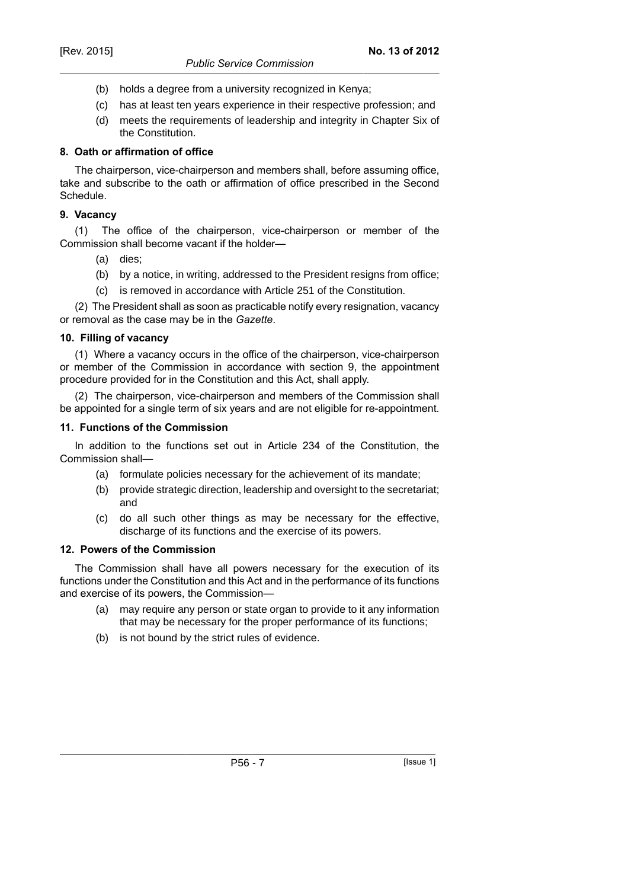- (b) holds a degree from a university recognized in Kenya;
- (c) has at least ten years experience in their respective profession; and
- (d) meets the requirements of leadership and integrity in Chapter Six of the Constitution.

**8. Oath or affirmation of office**

The chairperson, vice-chairperson and members shall, before assuming office, take and subscribe to the oath or affirmation of office prescribed in the Second Schedule.

**9. Vacancy**

(1) The office of the chairperson, vice-chairperson or member of the Commission shall become vacant if the holder—

- (a) dies;
- (b) by a notice, in writing, addressed to the President resigns from office;
- (c) is removed in accordance with Article 251 of the Constitution.

(2) The President shall as soon as practicable notify every resignation, vacancy or removal as the case may be in the *Gazette*.

**10. Filling of vacancy**

(1) Where a vacancy occurs in the office of the chairperson, vice-chairperson or member of the Commission in accordance with section 9, the appointment procedure provided for in the Constitution and this Act, shall apply.

(2) The chairperson, vice-chairperson and members of the Commission shall be appointed for a single term of six years and are not eligible for re-appointment.

**11. Functions of the Commission**

In addition to the functions set out in Article 234 of the Constitution, the Commission shall—

- (a) formulate policies necessary for the achievement of its mandate;
- (b) provide strategic direction, leadership and oversight to the secretariat; and
- (c) do all such other things as may be necessary for the effective, discharge of its functions and the exercise of its powers.

**12. Powers of the Commission**

The Commission shall have all powers necessary for the execution of its functions under the Constitution and this Act and in the performance of its functions and exercise of its powers, the Commission—

- (a) may require any person or state organ to provide to it any information that may be necessary for the proper performance of its functions;
- (b) is not bound by the strict rules of evidence.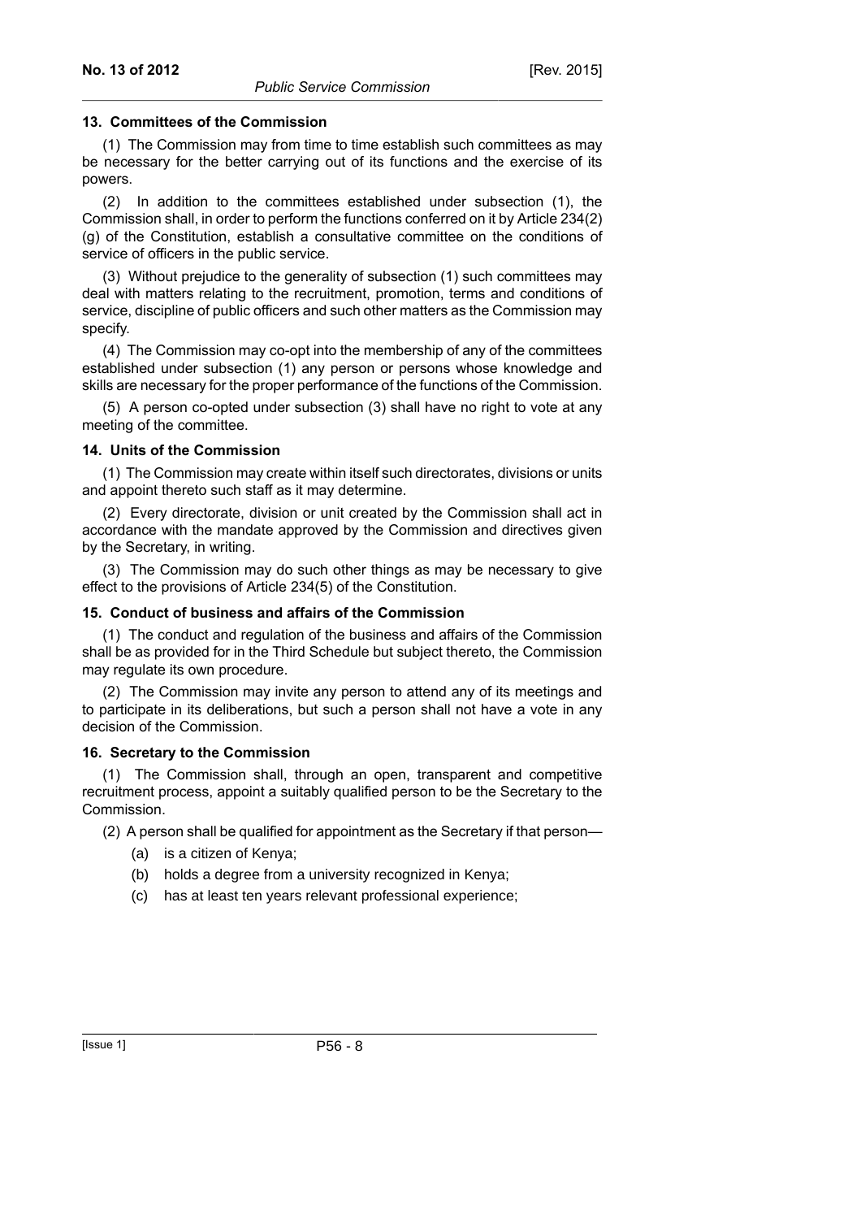### 13. Committees of the Commission

(1) The Commission may from time to time establish such committees as may be necessary for the better carrying out of its functions and the exercise of its powers.

(2) In addition to the committees established under subsection (1), the Commission shall, in order to perform the functions conferred on it by Article 234(2)(g) of the Constitution, establish a consultative committee on the conditions of service of officers in the public service.

(3) Without prejudice to the generality of subsection (1) such committees may deal with matters relating to the recruitment, promotion, terms and conditions of service, discipline of public officers and such other matters as the Commission may specify.

(4) The Commission may co-opt into the membership of any of the committees established under subsection (1) any person or persons whose knowledge and skills are necessary for the proper performance of the functions of the Commission.

(5) A person co-opted under subsection (3) shall have no right to vote at any meeting of the committee.

### 14. Units of the Commission

(1) The Commission may create within itself such directorates, divisions or units and appoint thereto such staff as it may determine.

(2) Every directorate, division or unit created by the Commission shall act in accordance with the mandate approved by the Commission and directives given by the Secretary, in writing.

(3) The Commission may do such other things as may be necessary to give effect to the provisions of Article 234(5) of the Constitution.

### 15. Conduct of business and affairs of the Commission

(1) The conduct and regulation of the business and affairs of the Commission shall be as provided for in the Third Schedule but subject thereto, the Commission may regulate its own procedure.

(2) The Commission may invite any person to attend any of its meetings and to participate in its deliberations, but such a person shall not have a vote in any decision of the Commission.

### 16. Secretary to the Commission

(1) The Commission shall, through an open, transparent and competitive recruitment process, appoint a suitably qualified person to be the Secretary to the Commission.

(2) A person shall be qualified for appointment as the Secretary if that person—

(a) is a citizen of Kenya;

(b) holds a degree from a university recognized in Kenya;

(c) has at least ten years relevant professional experience;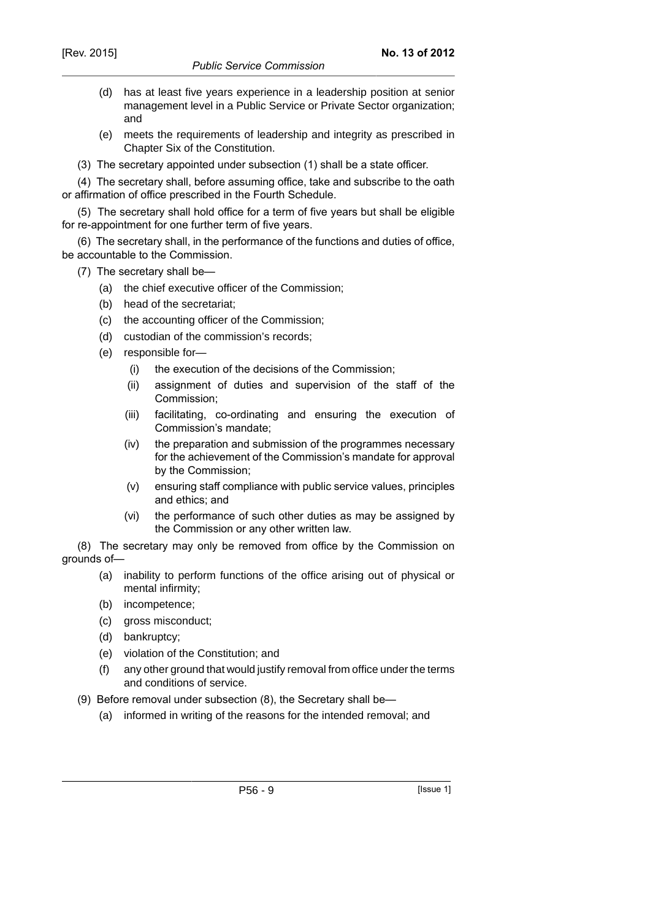(d) has at least five years experience in a leadership position at senior management level in a Public Service or Private Sector organization; and

(e) meets the requirements of leadership and integrity as prescribed in Chapter Six of the Constitution.

(3) The secretary appointed under subsection (1) shall be a state officer.

(4) The secretary shall, before assuming office, take and subscribe to the oath or affirmation of office prescribed in the Fourth Schedule.

(5) The secretary shall hold office for a term of five years but shall be eligible for re-appointment for one further term of five years.

(6) The secretary shall, in the performance of the functions and duties of office, be accountable to the Commission.

(7) The secretary shall be—

- (a) the chief executive officer of the Commission;
- (b) head of the secretariat;
- (c) the accounting officer of the Commission;
- (d) custodian of the commission's records;
- (e) responsible for—
  - (i) the execution of the decisions of the Commission;
  - (ii) assignment of duties and supervision of the staff of the Commission;
  - (iii) facilitating, co-ordinating and ensuring the execution of Commission's mandate;
  - (iv) the preparation and submission of the programmes necessary for the achievement of the Commission's mandate for approval by the Commission;
  - (v) ensuring staff compliance with public service values, principles and ethics; and
  - (vi) the performance of such other duties as may be assigned by the Commission or any other written law.

(8) The secretary may only be removed from office by the Commission on grounds of—

- (a) inability to perform functions of the office arising out of physical or mental infirmity;
- (b) incompetence;
- (c) gross misconduct;
- (d) bankruptcy;
- (e) violation of the Constitution; and
- (f) any other ground that would justify removal from office under the terms and conditions of service.

(9) Before removal under subsection (8), the Secretary shall be—

- (a) informed in writing of the reasons for the intended removal; and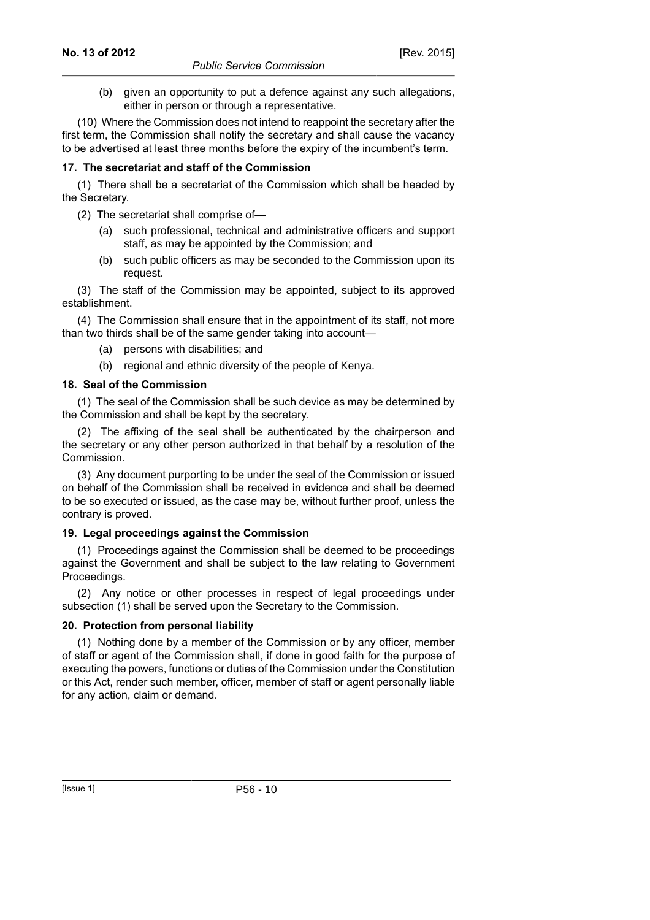(b) given an opportunity to put a defence against any such allegations, either in person or through a representative.

(10) Where the Commission does not intend to reappoint the secretary after the first term, the Commission shall notify the secretary and shall cause the vacancy to be advertised at least three months before the expiry of the incumbent's term.

**17. The secretariat and staff of the Commission**

(1) There shall be a secretariat of the Commission which shall be headed by the Secretary.

(2) The secretariat shall comprise of—

(a) such professional, technical and administrative officers and support staff, as may be appointed by the Commission; and

(b) such public officers as may be seconded to the Commission upon its request.

(3) The staff of the Commission may be appointed, subject to its approved establishment.

(4) The Commission shall ensure that in the appointment of its staff, not more than two thirds shall be of the same gender taking into account—

(a) persons with disabilities; and

(b) regional and ethnic diversity of the people of Kenya.

**18. Seal of the Commission**

(1) The seal of the Commission shall be such device as may be determined by the Commission and shall be kept by the secretary.

(2) The affixing of the seal shall be authenticated by the chairperson and the secretary or any other person authorized in that behalf by a resolution of the Commission.

(3) Any document purporting to be under the seal of the Commission or issued on behalf of the Commission shall be received in evidence and shall be deemed to be so executed or issued, as the case may be, without further proof, unless the contrary is proved.

**19. Legal proceedings against the Commission**

(1) Proceedings against the Commission shall be deemed to be proceedings against the Government and shall be subject to the law relating to Government Proceedings.

(2) Any notice or other processes in respect of legal proceedings under subsection (1) shall be served upon the Secretary to the Commission.

**20. Protection from personal liability**

(1) Nothing done by a member of the Commission or by any officer, member of staff or agent of the Commission shall, if done in good faith for the purpose of executing the powers, functions or duties of the Commission under the Constitution or this Act, render such member, officer, member of staff or agent personally liable for any action, claim or demand.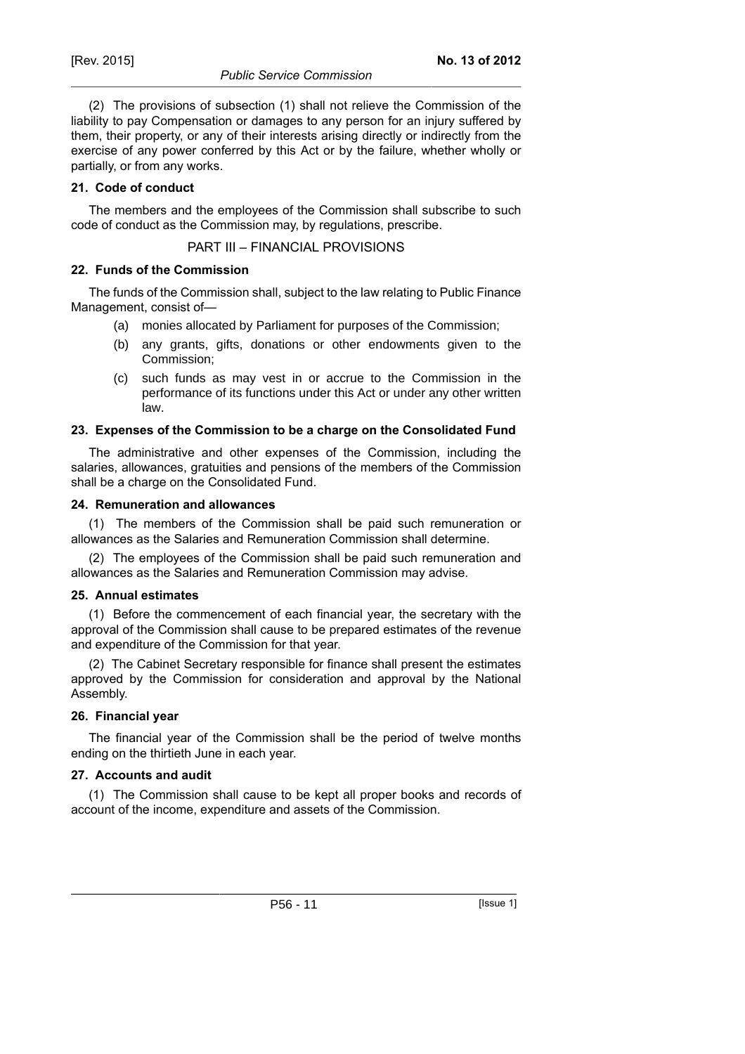(2) The provisions of subsection (1) shall not relieve the Commission of the liability to pay Compensation or damages to any person for an injury suffered by them, their property, or any of their interests arising directly or indirectly from the exercise of any power conferred by this Act or by the failure, whether wholly or partially, or from any works.

**21. Code of conduct**

The members and the employees of the Commission shall subscribe to such code of conduct as the Commission may, by regulations, prescribe.

## PART III – FINANCIAL PROVISIONS

**22. Funds of the Commission**

The funds of the Commission shall, subject to the law relating to Public Finance Management, consist of—

- (a) monies allocated by Parliament for purposes of the Commission;
- (b) any grants, gifts, donations or other endowments given to the Commission;
- (c) such funds as may vest in or accrue to the Commission in the performance of its functions under this Act or under any other written law.

**23. Expenses of the Commission to be a charge on the Consolidated Fund**

The administrative and other expenses of the Commission, including the salaries, allowances, gratuities and pensions of the members of the Commission shall be a charge on the Consolidated Fund.

**24. Remuneration and allowances**

(1) The members of the Commission shall be paid such remuneration or allowances as the Salaries and Remuneration Commission shall determine.

(2) The employees of the Commission shall be paid such remuneration and allowances as the Salaries and Remuneration Commission may advise.

**25. Annual estimates**

(1) Before the commencement of each financial year, the secretary with the approval of the Commission shall cause to be prepared estimates of the revenue and expenditure of the Commission for that year.

(2) The Cabinet Secretary responsible for finance shall present the estimates approved by the Commission for consideration and approval by the National Assembly.

**26. Financial year**

The financial year of the Commission shall be the period of twelve months ending on the thirtieth June in each year.

**27. Accounts and audit**

(1) The Commission shall cause to be kept all proper books and records of account of the income, expenditure and assets of the Commission.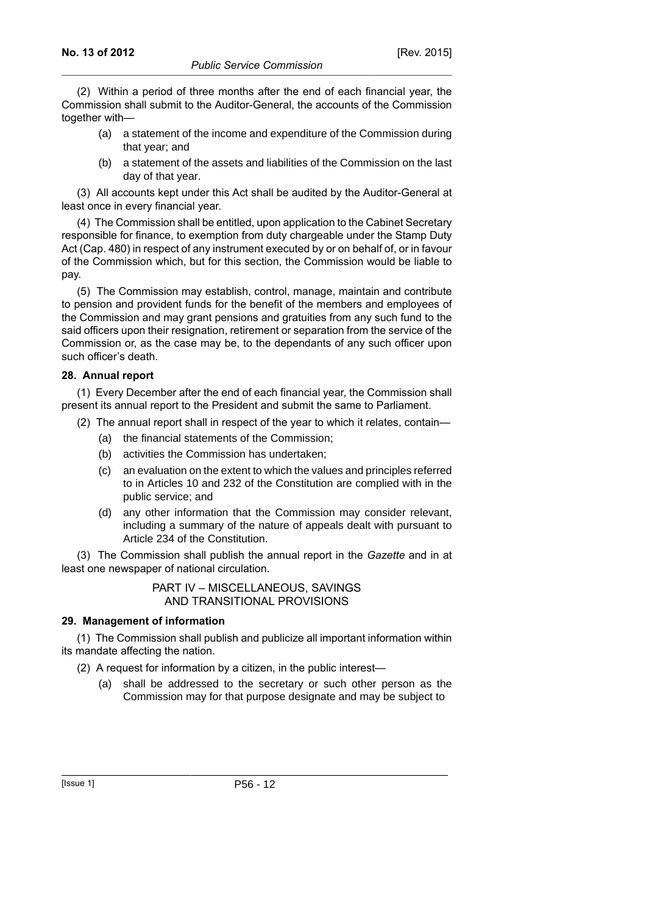(2) Within a period of three months after the end of each financial year, the Commission shall submit to the Auditor-General, the accounts of the Commission together with—

(a) a statement of the income and expenditure of the Commission during that year; and

(b) a statement of the assets and liabilities of the Commission on the last day of that year.

(3) All accounts kept under this Act shall be audited by the Auditor-General at least once in every financial year.

(4) The Commission shall be entitled, upon application to the Cabinet Secretary responsible for finance, to exemption from duty chargeable under the Stamp Duty Act (Cap. 480) in respect of any instrument executed by or on behalf of, or in favour of the Commission which, but for this section, the Commission would be liable to pay.

(5) The Commission may establish, control, manage, maintain and contribute to pension and provident funds for the benefit of the members and employees of the Commission and may grant pensions and gratuities from any such fund to the said officers upon their resignation, retirement or separation from the service of the Commission or, as the case may be, to the dependants of any such officer upon such officer's death.

**28. Annual report**

(1) Every December after the end of each financial year, the Commission shall present its annual report to the President and submit the same to Parliament.

(2) The annual report shall in respect of the year to which it relates, contain—

(a) the financial statements of the Commission;

(b) activities the Commission has undertaken;

(c) an evaluation on the extent to which the values and principles referred to in Articles 10 and 232 of the Constitution are complied with in the public service; and

(d) any other information that the Commission may consider relevant, including a summary of the nature of appeals dealt with pursuant to Article 234 of the Constitution.

(3) The Commission shall publish the annual report in the *Gazette* and in at least one newspaper of national circulation.

## PART IV – MISCELLANEOUS, SAVINGS AND TRANSITIONAL PROVISIONS

**29. Management of information**

(1) The Commission shall publish and publicize all important information within its mandate affecting the nation.

(2) A request for information by a citizen, in the public interest—

(a) shall be addressed to the secretary or such other person as the Commission may for that purpose designate and may be subject to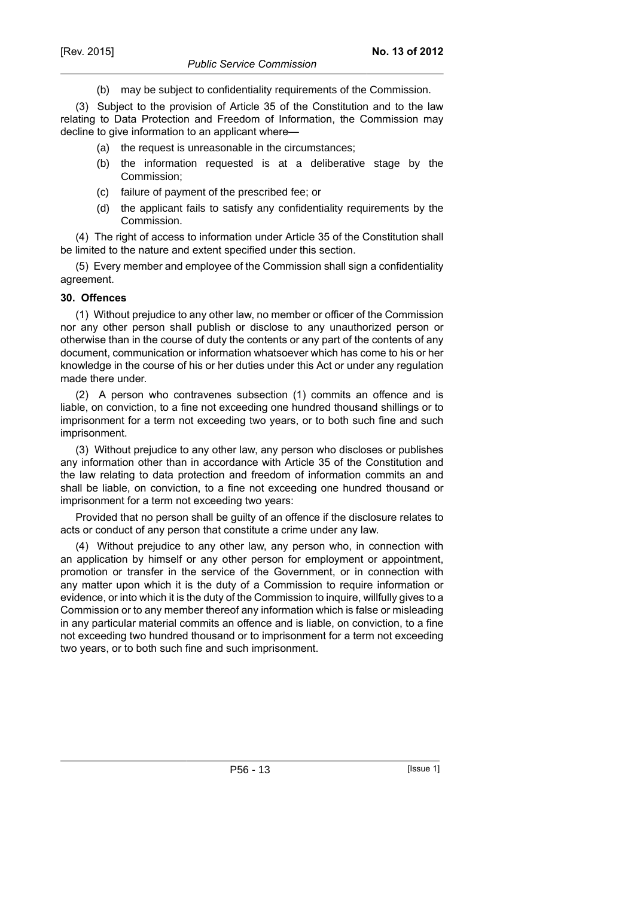(b) may be subject to confidentiality requirements of the Commission.

(3) Subject to the provision of Article 35 of the Constitution and to the law relating to Data Protection and Freedom of Information, the Commission may decline to give information to an applicant where—

(a) the request is unreasonable in the circumstances;

(b) the information requested is at a deliberative stage by the Commission;

(c) failure of payment of the prescribed fee; or

(d) the applicant fails to satisfy any confidentiality requirements by the Commission.

(4) The right of access to information under Article 35 of the Constitution shall be limited to the nature and extent specified under this section.

(5) Every member and employee of the Commission shall sign a confidentiality agreement.

**30. Offences**

(1) Without prejudice to any other law, no member or officer of the Commission nor any other person shall publish or disclose to any unauthorized person or otherwise than in the course of duty the contents or any part of the contents of any document, communication or information whatsoever which has come to his or her knowledge in the course of his or her duties under this Act or under any regulation made there under.

(2) A person who contravenes subsection (1) commits an offence and is liable, on conviction, to a fine not exceeding one hundred thousand shillings or to imprisonment for a term not exceeding two years, or to both such fine and such imprisonment.

(3) Without prejudice to any other law, any person who discloses or publishes any information other than in accordance with Article 35 of the Constitution and the law relating to data protection and freedom of information commits an and shall be liable, on conviction, to a fine not exceeding one hundred thousand or imprisonment for a term not exceeding two years:

Provided that no person shall be guilty of an offence if the disclosure relates to acts or conduct of any person that constitute a crime under any law.

(4) Without prejudice to any other law, any person who, in connection with an application by himself or any other person for employment or appointment, promotion or transfer in the service of the Government, or in connection with any matter upon which it is the duty of a Commission to require information or evidence, or into which it is the duty of the Commission to inquire, willfully gives to a Commission or to any member thereof any information which is false or misleading in any particular material commits an offence and is liable, on conviction, to a fine not exceeding two hundred thousand or to imprisonment for a term not exceeding two years, or to both such fine and such imprisonment.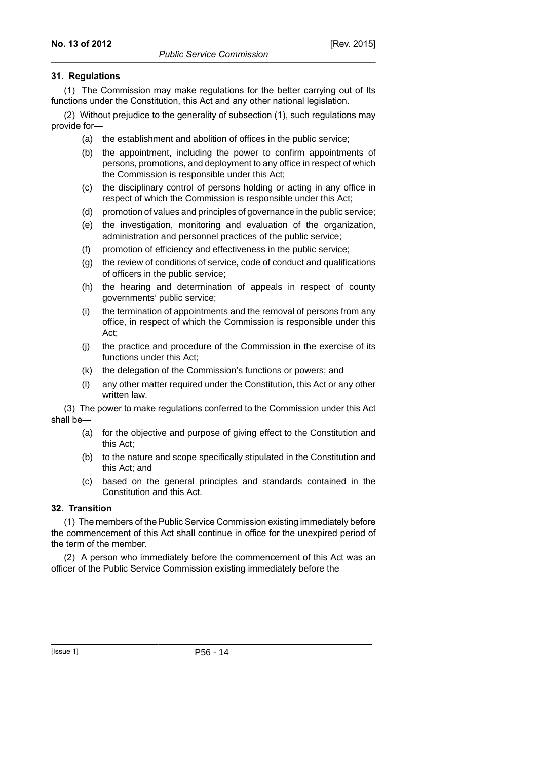### 31. Regulations

(1) The Commission may make regulations for the better carrying out of Its functions under the Constitution, this Act and any other national legislation.

(2) Without prejudice to the generality of subsection (1), such regulations may provide for—

- (a) the establishment and abolition of offices in the public service;
- (b) the appointment, including the power to confirm appointments of persons, promotions, and deployment to any office in respect of which the Commission is responsible under this Act;
- (c) the disciplinary control of persons holding or acting in any office in respect of which the Commission is responsible under this Act;
- (d) promotion of values and principles of governance in the public service;
- (e) the investigation, monitoring and evaluation of the organization, administration and personnel practices of the public service;
- (f) promotion of efficiency and effectiveness in the public service;
- (g) the review of conditions of service, code of conduct and qualifications of officers in the public service;
- (h) the hearing and determination of appeals in respect of county governments' public service;
- (i) the termination of appointments and the removal of persons from any office, in respect of which the Commission is responsible under this Act;
- (j) the practice and procedure of the Commission in the exercise of its functions under this Act;
- (k) the delegation of the Commission's functions or powers; and
- (l) any other matter required under the Constitution, this Act or any other written law.

(3) The power to make regulations conferred to the Commission under this Act shall be—

- (a) for the objective and purpose of giving effect to the Constitution and this Act;
- (b) to the nature and scope specifically stipulated in the Constitution and this Act; and
- (c) based on the general principles and standards contained in the Constitution and this Act.

### 32. Transition

(1) The members of the Public Service Commission existing immediately before the commencement of this Act shall continue in office for the unexpired period of the term of the member.

(2) A person who immediately before the commencement of this Act was an officer of the Public Service Commission existing immediately before the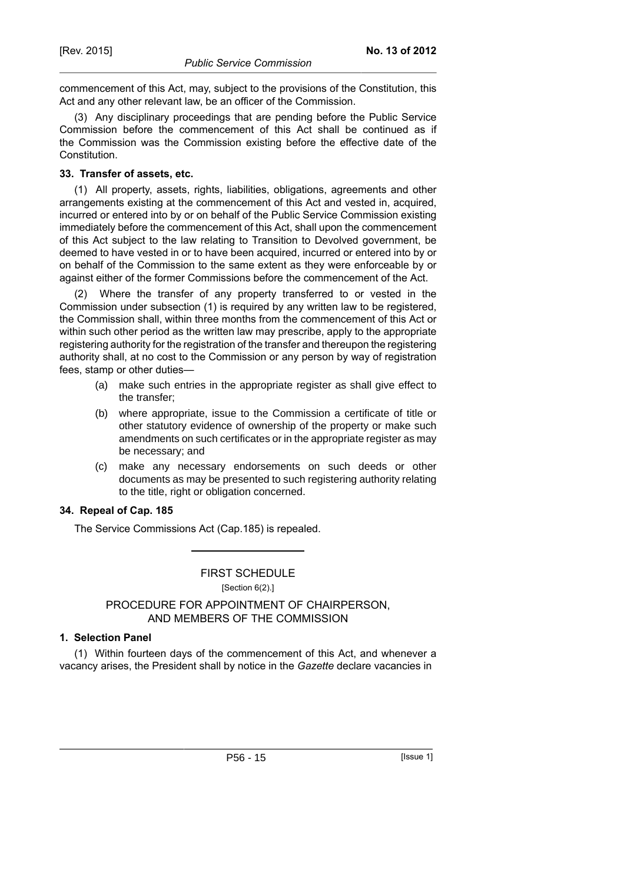commencement of this Act, may, subject to the provisions of the Constitution, this Act and any other relevant law, be an officer of the Commission.

(3) Any disciplinary proceedings that are pending before the Public Service Commission before the commencement of this Act shall be continued as if the Commission was the Commission existing before the effective date of the Constitution.

**33. Transfer of assets, etc.**

(1) All property, assets, rights, liabilities, obligations, agreements and other arrangements existing at the commencement of this Act and vested in, acquired, incurred or entered into by or on behalf of the Public Service Commission existing immediately before the commencement of this Act, shall upon the commencement of this Act subject to the law relating to Transition to Devolved government, be deemed to have vested in or to have been acquired, incurred or entered into by or on behalf of the Commission to the same extent as they were enforceable by or against either of the former Commissions before the commencement of the Act.

(2) Where the transfer of any property transferred to or vested in the Commission under subsection (1) is required by any written law to be registered, the Commission shall, within three months from the commencement of this Act or within such other period as the written law may prescribe, apply to the appropriate registering authority for the registration of the transfer and thereupon the registering authority shall, at no cost to the Commission or any person by way of registration fees, stamp or other duties—

- (a) make such entries in the appropriate register as shall give effect to the transfer;
- (b) where appropriate, issue to the Commission a certificate of title or other statutory evidence of ownership of the property or make such amendments on such certificates or in the appropriate register as may be necessary; and
- (c) make any necessary endorsements on such deeds or other documents as may be presented to such registering authority relating to the title, right or obligation concerned.

**34. Repeal of Cap. 185**

The Service Commissions Act (Cap.185) is repealed.

---

FIRST SCHEDULE

[Section 6(2).]

PROCEDURE FOR APPOINTMENT OF CHAIRPERSON, AND MEMBERS OF THE COMMISSION

**1. Selection Panel**

(1) Within fourteen days of the commencement of this Act, and whenever a vacancy arises, the President shall by notice in the *Gazette* declare vacancies in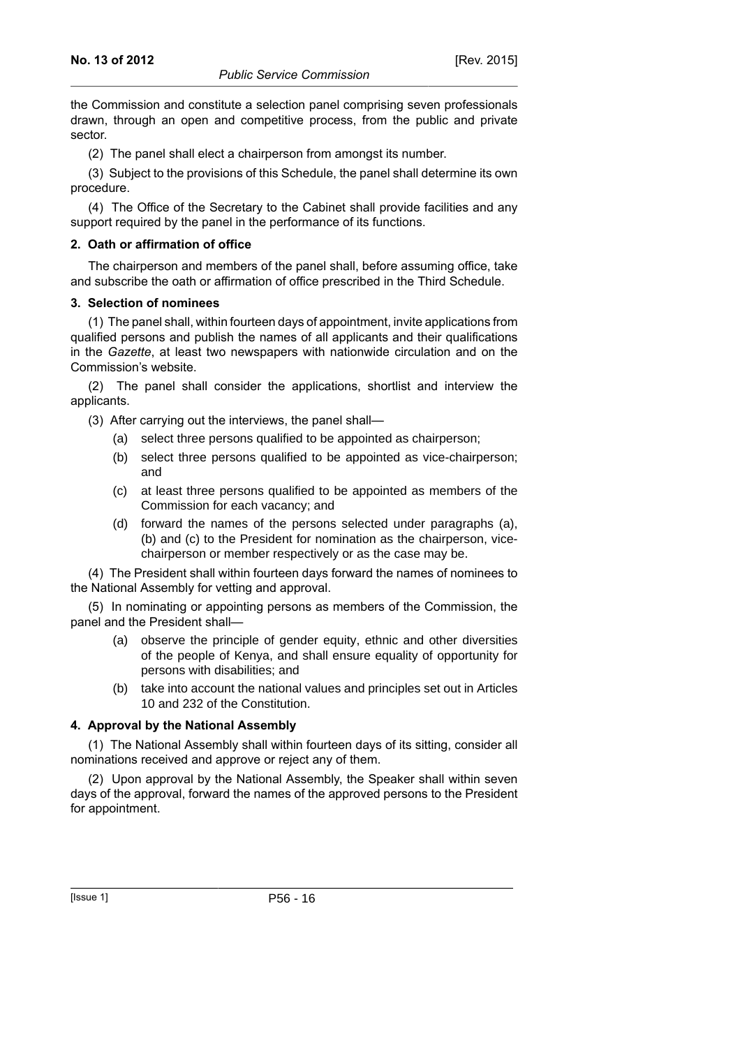the Commission and constitute a selection panel comprising seven professionals drawn, through an open and competitive process, from the public and private sector.

(2) The panel shall elect a chairperson from amongst its number.

(3) Subject to the provisions of this Schedule, the panel shall determine its own procedure.

(4) The Office of the Secretary to the Cabinet shall provide facilities and any support required by the panel in the performance of its functions.

**2. Oath or affirmation of office**

The chairperson and members of the panel shall, before assuming office, take and subscribe the oath or affirmation of office prescribed in the Third Schedule.

**3. Selection of nominees**

(1) The panel shall, within fourteen days of appointment, invite applications from qualified persons and publish the names of all applicants and their qualifications in the *Gazette*, at least two newspapers with nationwide circulation and on the Commission's website.

(2) The panel shall consider the applications, shortlist and interview the applicants.

(3) After carrying out the interviews, the panel shall—

(a) select three persons qualified to be appointed as chairperson;

(b) select three persons qualified to be appointed as vice-chairperson; and

(c) at least three persons qualified to be appointed as members of the Commission for each vacancy; and

(d) forward the names of the persons selected under paragraphs (a), (b) and (c) to the President for nomination as the chairperson, vice-chairperson or member respectively or as the case may be.

(4) The President shall within fourteen days forward the names of nominees to the National Assembly for vetting and approval.

(5) In nominating or appointing persons as members of the Commission, the panel and the President shall—

(a) observe the principle of gender equity, ethnic and other diversities of the people of Kenya, and shall ensure equality of opportunity for persons with disabilities; and

(b) take into account the national values and principles set out in Articles 10 and 232 of the Constitution.

**4. Approval by the National Assembly**

(1) The National Assembly shall within fourteen days of its sitting, consider all nominations received and approve or reject any of them.

(2) Upon approval by the National Assembly, the Speaker shall within seven days of the approval, forward the names of the approved persons to the President for appointment.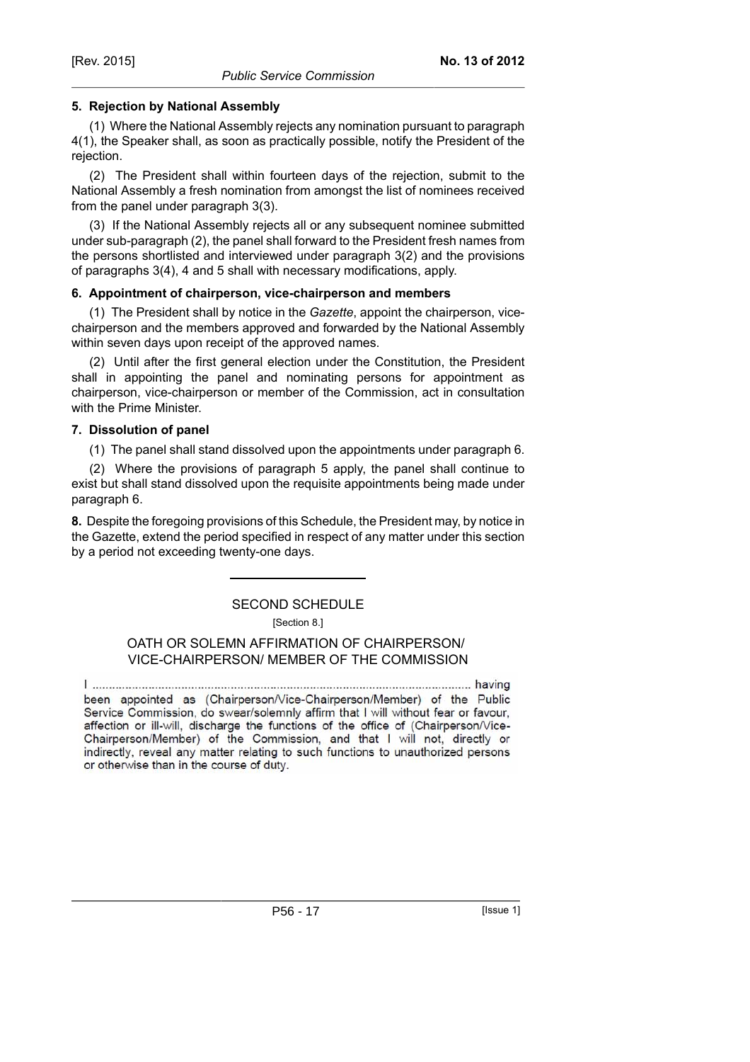### 5. Rejection by National Assembly

(1) Where the National Assembly rejects any nomination pursuant to paragraph 4(1), the Speaker shall, as soon as practically possible, notify the President of the rejection.

(2) The President shall within fourteen days of the rejection, submit to the National Assembly a fresh nomination from amongst the list of nominees received from the panel under paragraph 3(3).

(3) If the National Assembly rejects all or any subsequent nominee submitted under sub-paragraph (2), the panel shall forward to the President fresh names from the persons shortlisted and interviewed under paragraph 3(2) and the provisions of paragraphs 3(4), 4 and 5 shall with necessary modifications, apply.

### 6. Appointment of chairperson, vice-chairperson and members

(1) The President shall by notice in the *Gazette*, appoint the chairperson, vice-chairperson and the members approved and forwarded by the National Assembly within seven days upon receipt of the approved names.

(2) Until after the first general election under the Constitution, the President shall in appointing the panel and nominating persons for appointment as chairperson, vice-chairperson or member of the Commission, act in consultation with the Prime Minister.

### 7. Dissolution of panel

(1) The panel shall stand dissolved upon the appointments under paragraph 6.

(2) Where the provisions of paragraph 5 apply, the panel shall continue to exist but shall stand dissolved upon the requisite appointments being made under paragraph 6.

**8.** Despite the foregoing provisions of this Schedule, the President may, by notice in the Gazette, extend the period specified in respect of any matter under this section by a period not exceeding twenty-one days.

---

## SECOND SCHEDULE

[Section 8.]

### OATH OR SOLEMN AFFIRMATION OF CHAIRPERSON/ VICE-CHAIRPERSON/ MEMBER OF THE COMMISSION

I ............................................................................................................ having been appointed as (Chairperson/Vice-Chairperson/Member) of the Public Service Commission, do swear/solemnly affirm that I will without fear or favour, affection or ill-will, discharge the functions of the office of (Chairperson/Vice-Chairperson/Member) of the Commission, and that I will not, directly or indirectly, reveal any matter relating to such functions to unauthorized persons or otherwise than in the course of duty.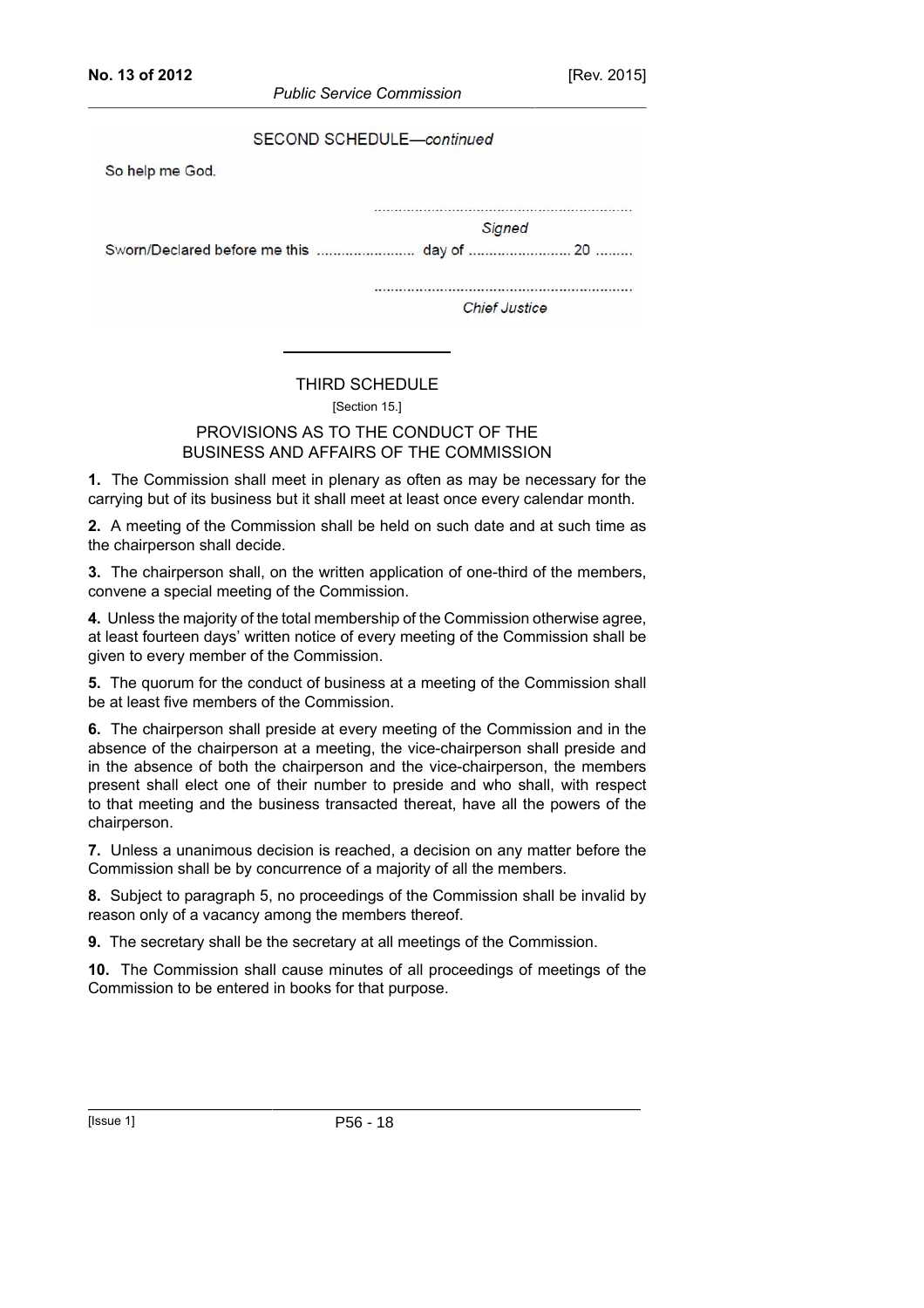SECOND SCHEDULE—*continued*

So help me God.

.............................................................

*Signed*

Sworn/Declared before me this ........................ day of ......................... 20 .........

.............................................................

*Chief Justice*

---

## THIRD SCHEDULE

[Section 15.]

### PROVISIONS AS TO THE CONDUCT OF THE BUSINESS AND AFFAIRS OF THE COMMISSION

**1.** The Commission shall meet in plenary as often as may be necessary for the carrying but of its business but it shall meet at least once every calendar month.

**2.** A meeting of the Commission shall be held on such date and at such time as the chairperson shall decide.

**3.** The chairperson shall, on the written application of one-third of the members, convene a special meeting of the Commission.

**4.** Unless the majority of the total membership of the Commission otherwise agree, at least fourteen days' written notice of every meeting of the Commission shall be given to every member of the Commission.

**5.** The quorum for the conduct of business at a meeting of the Commission shall be at least five members of the Commission.

**6.** The chairperson shall preside at every meeting of the Commission and in the absence of the chairperson at a meeting, the vice-chairperson shall preside and in the absence of both the chairperson and the vice-chairperson, the members present shall elect one of their number to preside and who shall, with respect to that meeting and the business transacted thereat, have all the powers of the chairperson.

**7.** Unless a unanimous decision is reached, a decision on any matter before the Commission shall be by concurrence of a majority of all the members.

**8.** Subject to paragraph 5, no proceedings of the Commission shall be invalid by reason only of a vacancy among the members thereof.

**9.** The secretary shall be the secretary at all meetings of the Commission.

**10.** The Commission shall cause minutes of all proceedings of meetings of the Commission to be entered in books for that purpose.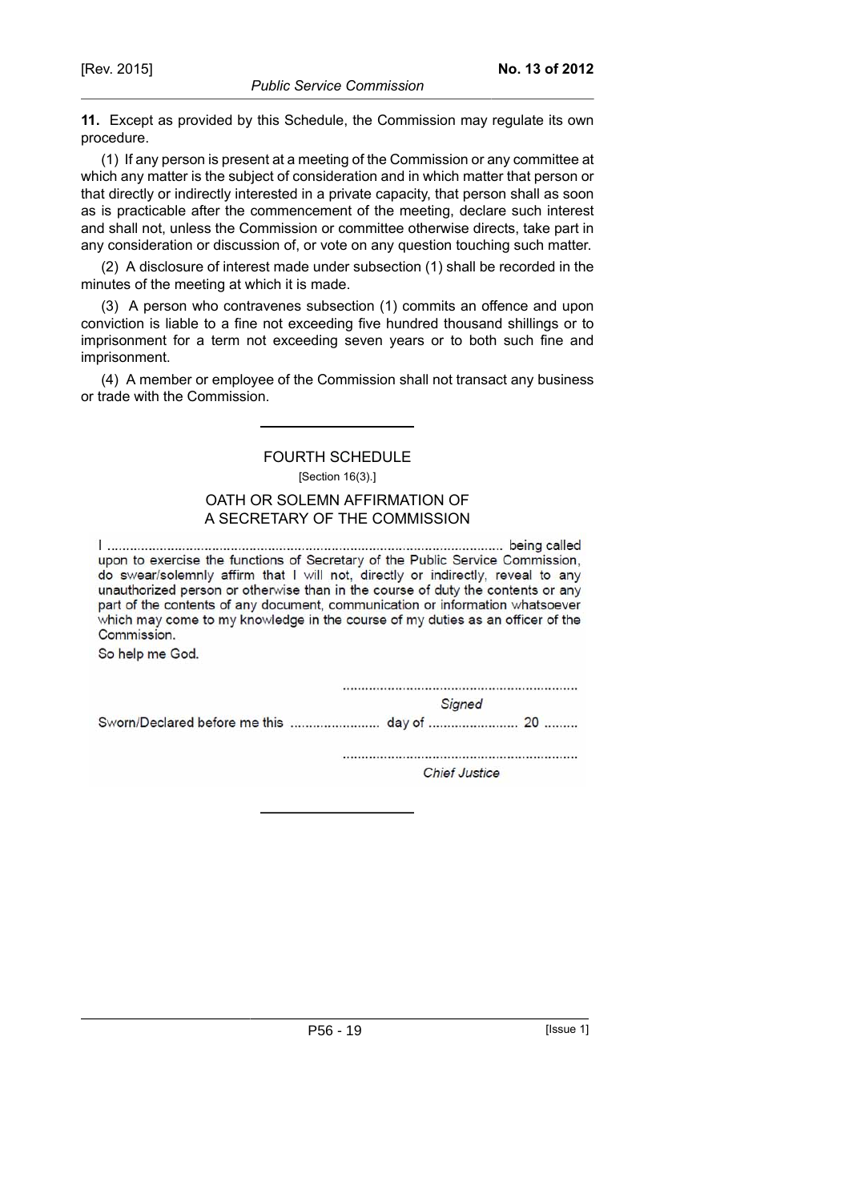**11.** Except as provided by this Schedule, the Commission may regulate its own procedure.

(1) If any person is present at a meeting of the Commission or any committee at which any matter is the subject of consideration and in which matter that person or that directly or indirectly interested in a private capacity, that person shall as soon as is practicable after the commencement of the meeting, declare such interest and shall not, unless the Commission or committee otherwise directs, take part in any consideration or discussion of, or vote on any question touching such matter.

(2) A disclosure of interest made under subsection (1) shall be recorded in the minutes of the meeting at which it is made.

(3) A person who contravenes subsection (1) commits an offence and upon conviction is liable to a fine not exceeding five hundred thousand shillings or to imprisonment for a term not exceeding seven years or to both such fine and imprisonment.

(4) A member or employee of the Commission shall not transact any business or trade with the Commission.

---

## FOURTH SCHEDULE

[Section 16(3).]

### OATH OR SOLEMN AFFIRMATION OF A SECRETARY OF THE COMMISSION

I ........................................................................................................ being called upon to exercise the functions of Secretary of the Public Service Commission, do swear/solemnly affirm that I will not, directly or indirectly, reveal to any unauthorized person or otherwise than in the course of duty the contents or any part of the contents of any document, communication or information whatsoever which may come to my knowledge in the course of my duties as an officer of the Commission.

So help me God.

.............................................................
*Signed*

Sworn/Declared before me this ........................ day of ........................ 20 .........

.............................................................
*Chief Justice*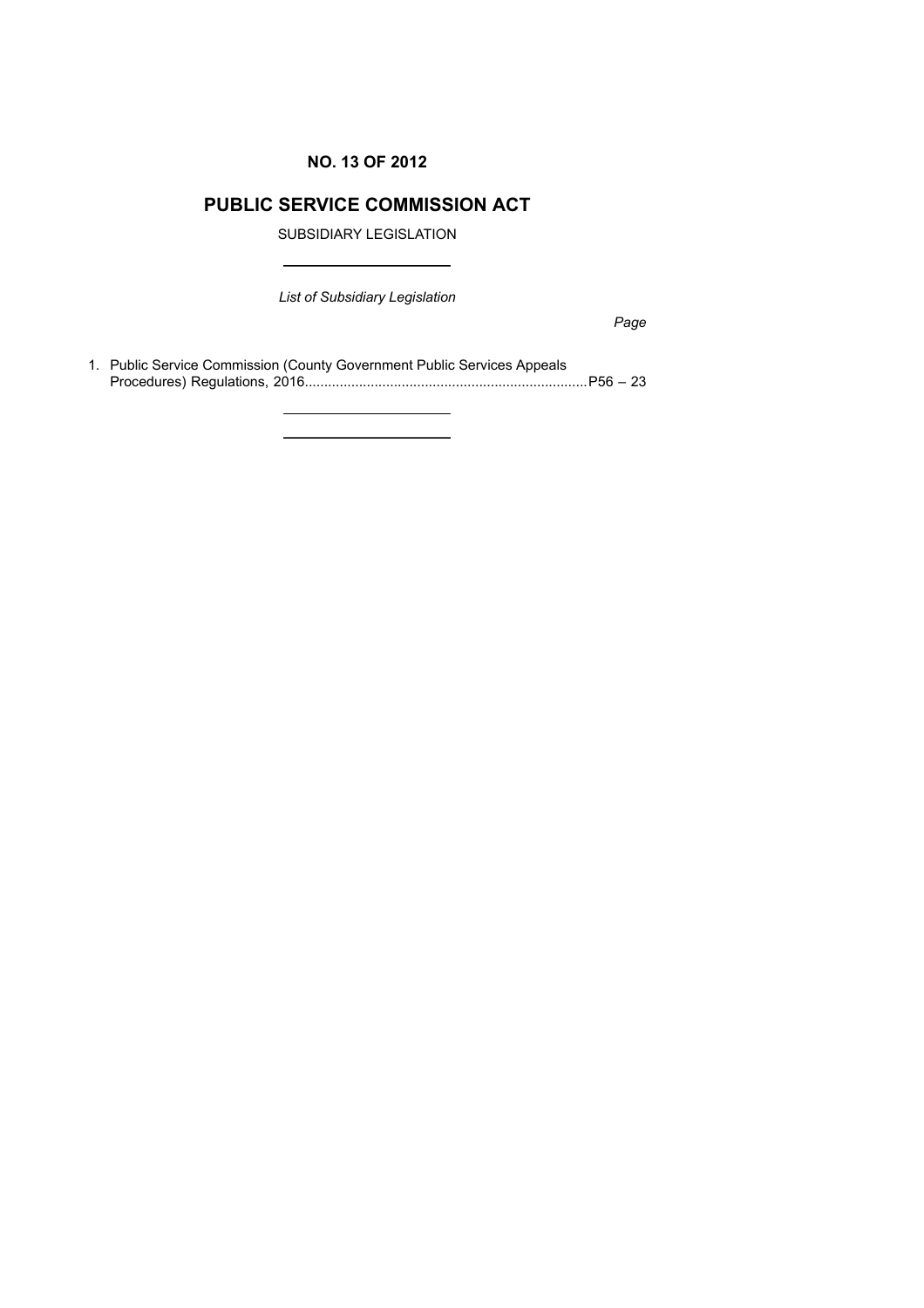**NO. 13 OF 2012**

# PUBLIC SERVICE COMMISSION ACT

SUBSIDIARY LEGISLATION

---

*List of Subsidiary Legislation*

*Page*

1. Public Service Commission (County Government Public Services Appeals Procedures) Regulations, 2016........................................................................P56 – 23

---

---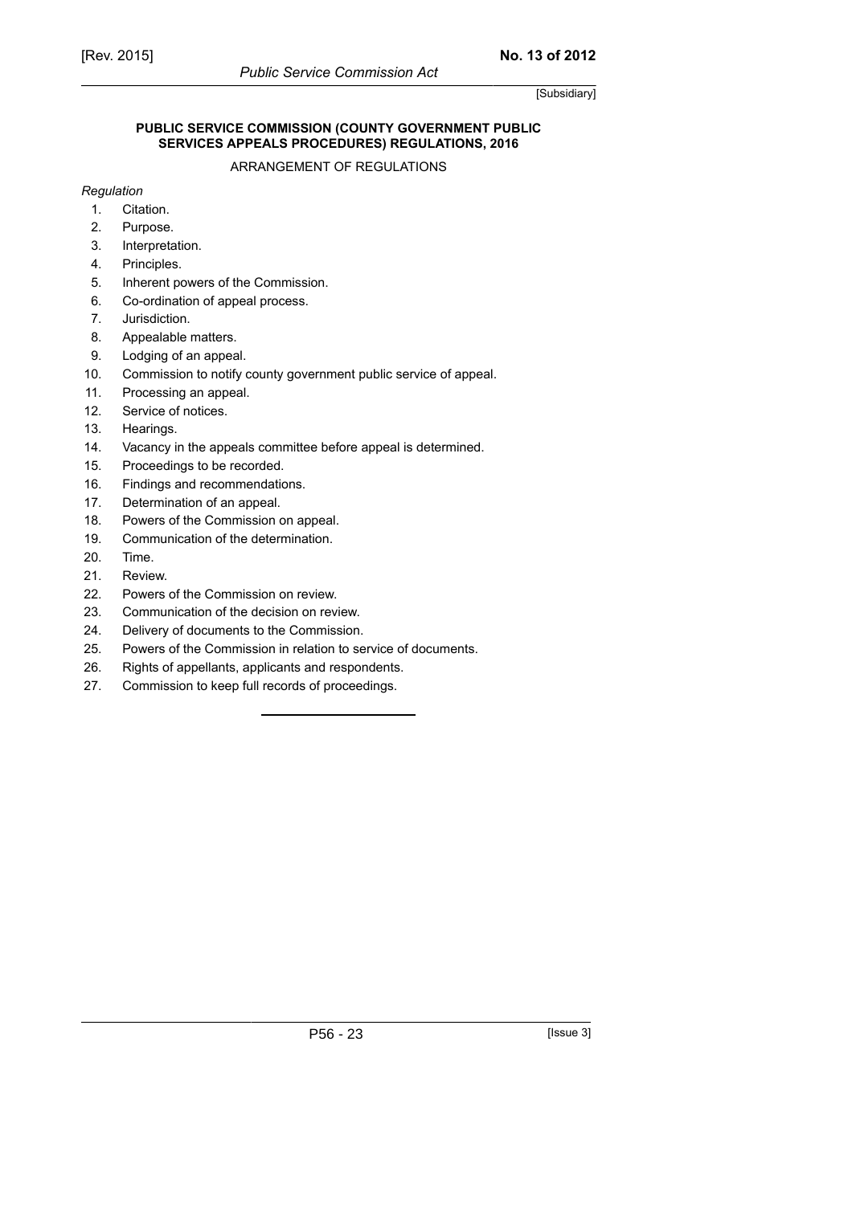[Subsidiary]

## PUBLIC SERVICE COMMISSION (COUNTY GOVERNMENT PUBLIC SERVICES APPEALS PROCEDURES) REGULATIONS, 2016

ARRANGEMENT OF REGULATIONS

*Regulation*

1. Citation.
2. Purpose.
3. Interpretation.
4. Principles.
5. Inherent powers of the Commission.
6. Co-ordination of appeal process.
7. Jurisdiction.
8. Appealable matters.
9. Lodging of an appeal.
10. Commission to notify county government public service of appeal.
11. Processing an appeal.
12. Service of notices.
13. Hearings.
14. Vacancy in the appeals committee before appeal is determined.
15. Proceedings to be recorded.
16. Findings and recommendations.
17. Determination of an appeal.
18. Powers of the Commission on appeal.
19. Communication of the determination.
20. Time.
21. Review.
22. Powers of the Commission on review.
23. Communication of the decision on review.
24. Delivery of documents to the Commission.
25. Powers of the Commission in relation to service of documents.
26. Rights of appellants, applicants and respondents.
27. Commission to keep full records of proceedings.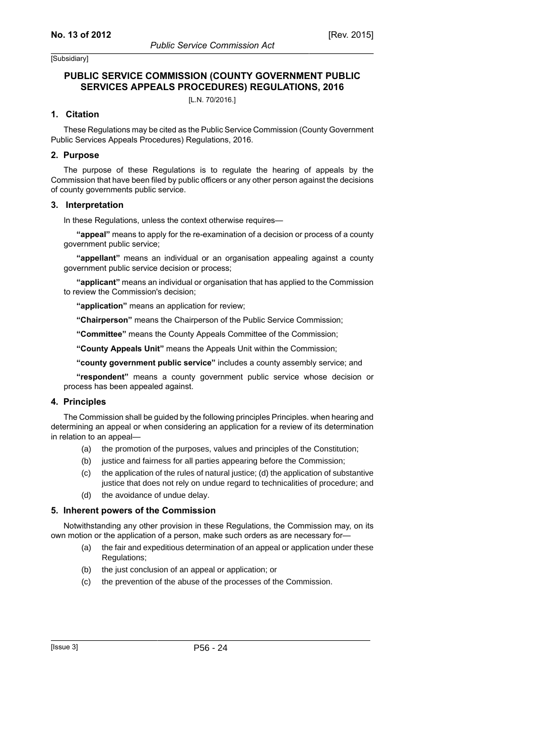[Subsidiary]

## PUBLIC SERVICE COMMISSION (COUNTY GOVERNMENT PUBLIC SERVICES APPEALS PROCEDURES) REGULATIONS, 2016

[L.N. 70/2016.]

### 1. Citation

These Regulations may be cited as the Public Service Commission (County Government Public Services Appeals Procedures) Regulations, 2016.

### 2. Purpose

The purpose of these Regulations is to regulate the hearing of appeals by the Commission that have been filed by public officers or any other person against the decisions of county governments public service.

### 3. Interpretation

In these Regulations, unless the context otherwise requires—

**"appeal"** means to apply for the re-examination of a decision or process of a county government public service;

**"appellant"** means an individual or an organisation appealing against a county government public service decision or process;

**"applicant"** means an individual or organisation that has applied to the Commission to review the Commission's decision;

**"application"** means an application for review;

**"Chairperson"** means the Chairperson of the Public Service Commission;

**"Committee"** means the County Appeals Committee of the Commission;

**"County Appeals Unit"** means the Appeals Unit within the Commission;

**"county government public service"** includes a county assembly service; and

**"respondent"** means a county government public service whose decision or process has been appealed against.

### 4. Principles

The Commission shall be guided by the following principles Principles. when hearing and determining an appeal or when considering an application for a review of its determination in relation to an appeal—

(a) the promotion of the purposes, values and principles of the Constitution;

(b) justice and fairness for all parties appearing before the Commission;

(c) the application of the rules of natural justice; (d) the application of substantive justice that does not rely on undue regard to technicalities of procedure; and

(d) the avoidance of undue delay.

### 5. Inherent powers of the Commission

Notwithstanding any other provision in these Regulations, the Commission may, on its own motion or the application of a person, make such orders as are necessary for—

(a) the fair and expeditious determination of an appeal or application under these Regulations;

(b) the just conclusion of an appeal or application; or

(c) the prevention of the abuse of the processes of the Commission.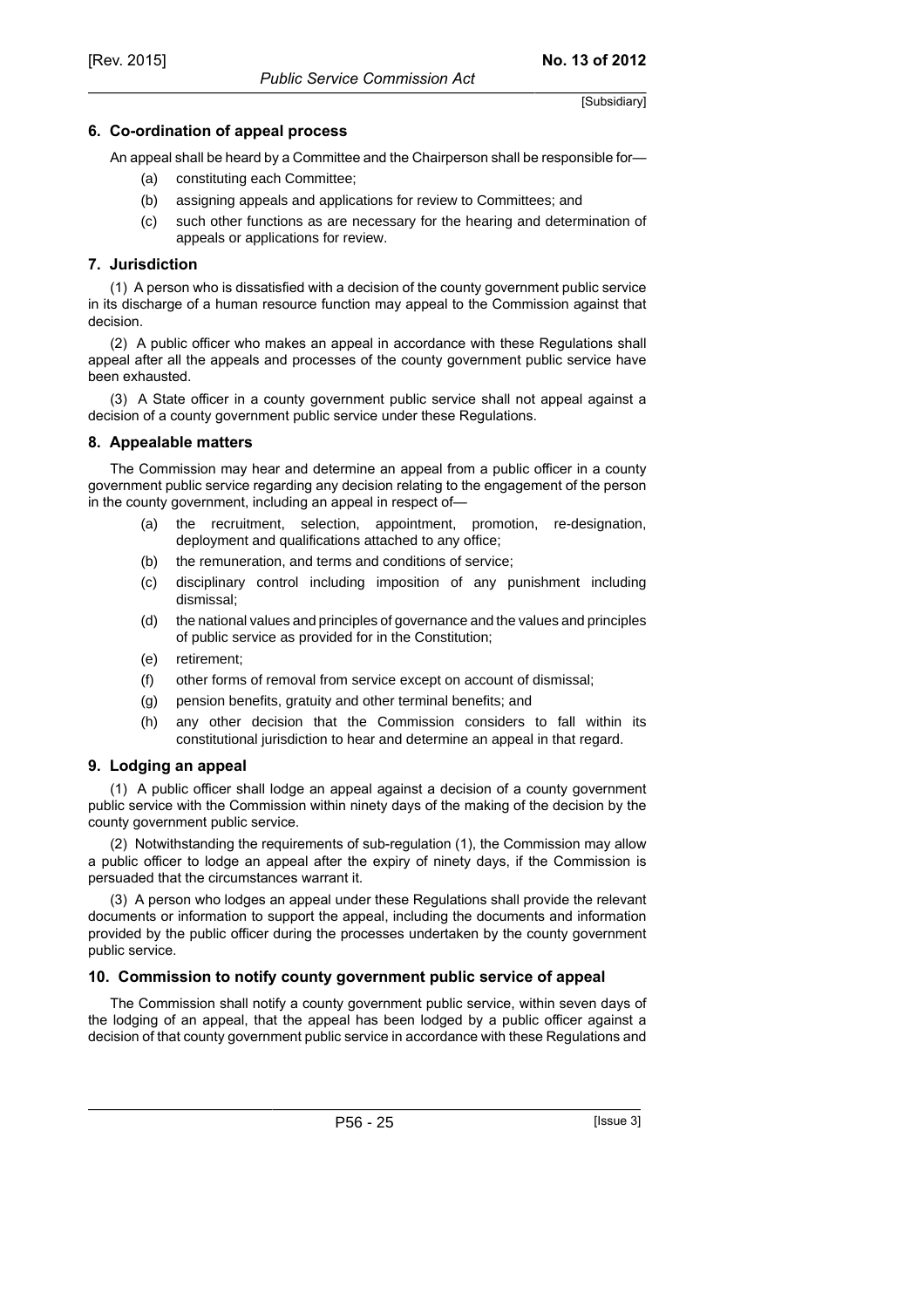### 6. Co-ordination of appeal process

An appeal shall be heard by a Committee and the Chairperson shall be responsible for—

(a) constituting each Committee;

(b) assigning appeals and applications for review to Committees; and

(c) such other functions as are necessary for the hearing and determination of appeals or applications for review.

### 7. Jurisdiction

(1) A person who is dissatisfied with a decision of the county government public service in its discharge of a human resource function may appeal to the Commission against that decision.

(2) A public officer who makes an appeal in accordance with these Regulations shall appeal after all the appeals and processes of the county government public service have been exhausted.

(3) A State officer in a county government public service shall not appeal against a decision of a county government public service under these Regulations.

### 8. Appealable matters

The Commission may hear and determine an appeal from a public officer in a county government public service regarding any decision relating to the engagement of the person in the county government, including an appeal in respect of—

(a) the recruitment, selection, appointment, promotion, re-designation, deployment and qualifications attached to any office;

(b) the remuneration, and terms and conditions of service;

(c) disciplinary control including imposition of any punishment including dismissal;

(d) the national values and principles of governance and the values and principles of public service as provided for in the Constitution;

(e) retirement;

(f) other forms of removal from service except on account of dismissal;

(g) pension benefits, gratuity and other terminal benefits; and

(h) any other decision that the Commission considers to fall within its constitutional jurisdiction to hear and determine an appeal in that regard.

### 9. Lodging an appeal

(1) A public officer shall lodge an appeal against a decision of a county government public service with the Commission within ninety days of the making of the decision by the county government public service.

(2) Notwithstanding the requirements of sub-regulation (1), the Commission may allow a public officer to lodge an appeal after the expiry of ninety days, if the Commission is persuaded that the circumstances warrant it.

(3) A person who lodges an appeal under these Regulations shall provide the relevant documents or information to support the appeal, including the documents and information provided by the public officer during the processes undertaken by the county government public service.

### 10. Commission to notify county government public service of appeal

The Commission shall notify a county government public service, within seven days of the lodging of an appeal, that the appeal has been lodged by a public officer against a decision of that county government public service in accordance with these Regulations and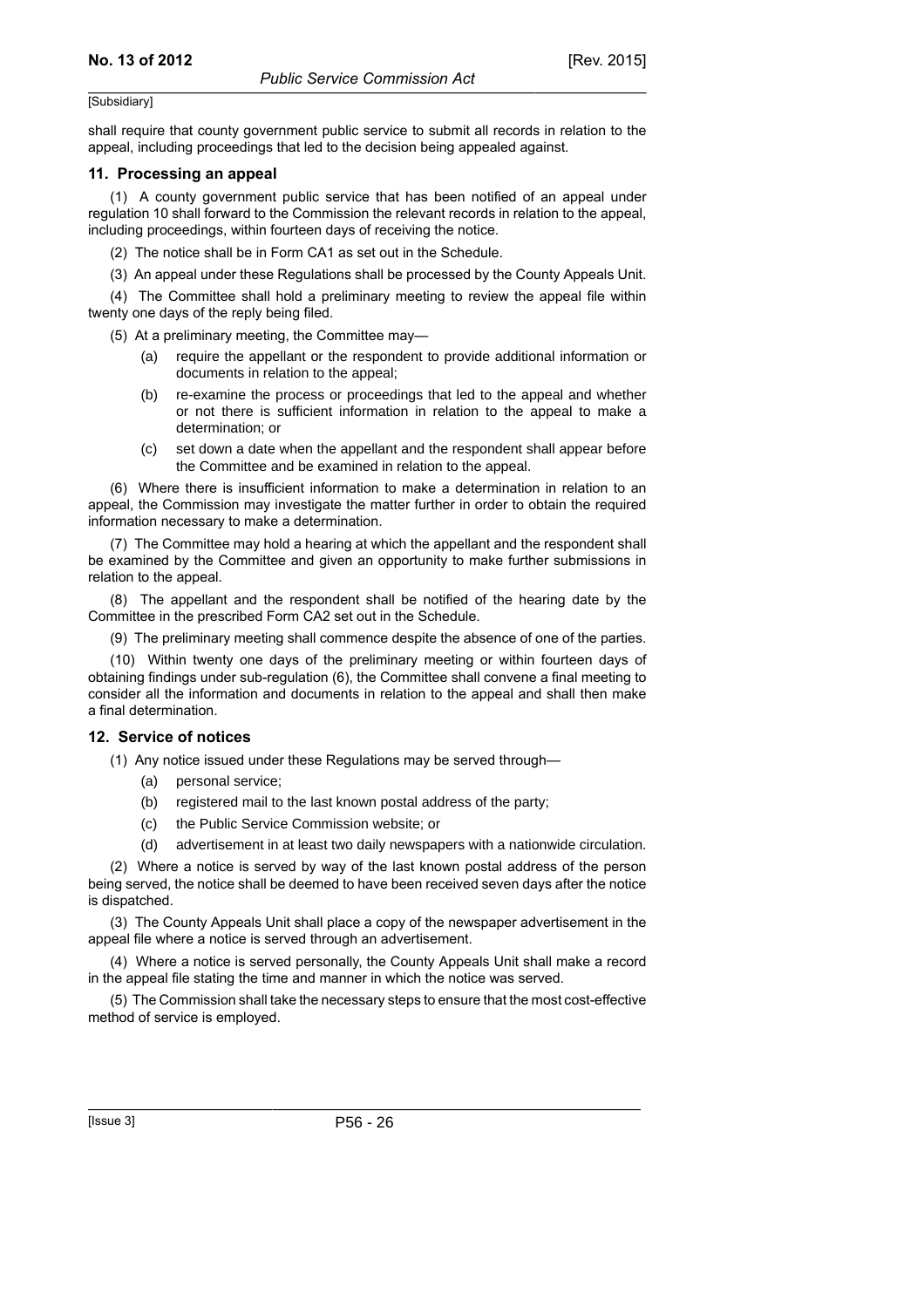shall require that county government public service to submit all records in relation to the appeal, including proceedings that led to the decision being appealed against.

### 11. Processing an appeal

(1) A county government public service that has been notified of an appeal under regulation 10 shall forward to the Commission the relevant records in relation to the appeal, including proceedings, within fourteen days of receiving the notice.

(2) The notice shall be in Form CA1 as set out in the Schedule.

(3) An appeal under these Regulations shall be processed by the County Appeals Unit.

(4) The Committee shall hold a preliminary meeting to review the appeal file within twenty one days of the reply being filed.

(5) At a preliminary meeting, the Committee may—

- (a) require the appellant or the respondent to provide additional information or documents in relation to the appeal;
- (b) re-examine the process or proceedings that led to the appeal and whether or not there is sufficient information in relation to the appeal to make a determination; or
- (c) set down a date when the appellant and the respondent shall appear before the Committee and be examined in relation to the appeal.

(6) Where there is insufficient information to make a determination in relation to an appeal, the Commission may investigate the matter further in order to obtain the required information necessary to make a determination.

(7) The Committee may hold a hearing at which the appellant and the respondent shall be examined by the Committee and given an opportunity to make further submissions in relation to the appeal.

(8) The appellant and the respondent shall be notified of the hearing date by the Committee in the prescribed Form CA2 set out in the Schedule.

(9) The preliminary meeting shall commence despite the absence of one of the parties.

(10) Within twenty one days of the preliminary meeting or within fourteen days of obtaining findings under sub-regulation (6), the Committee shall convene a final meeting to consider all the information and documents in relation to the appeal and shall then make a final determination.

### 12. Service of notices

(1) Any notice issued under these Regulations may be served through—

- (a) personal service;
- (b) registered mail to the last known postal address of the party;
- (c) the Public Service Commission website; or
- (d) advertisement in at least two daily newspapers with a nationwide circulation.

(2) Where a notice is served by way of the last known postal address of the person being served, the notice shall be deemed to have been received seven days after the notice is dispatched.

(3) The County Appeals Unit shall place a copy of the newspaper advertisement in the appeal file where a notice is served through an advertisement.

(4) Where a notice is served personally, the County Appeals Unit shall make a record in the appeal file stating the time and manner in which the notice was served.

(5) The Commission shall take the necessary steps to ensure that the most cost-effective method of service is employed.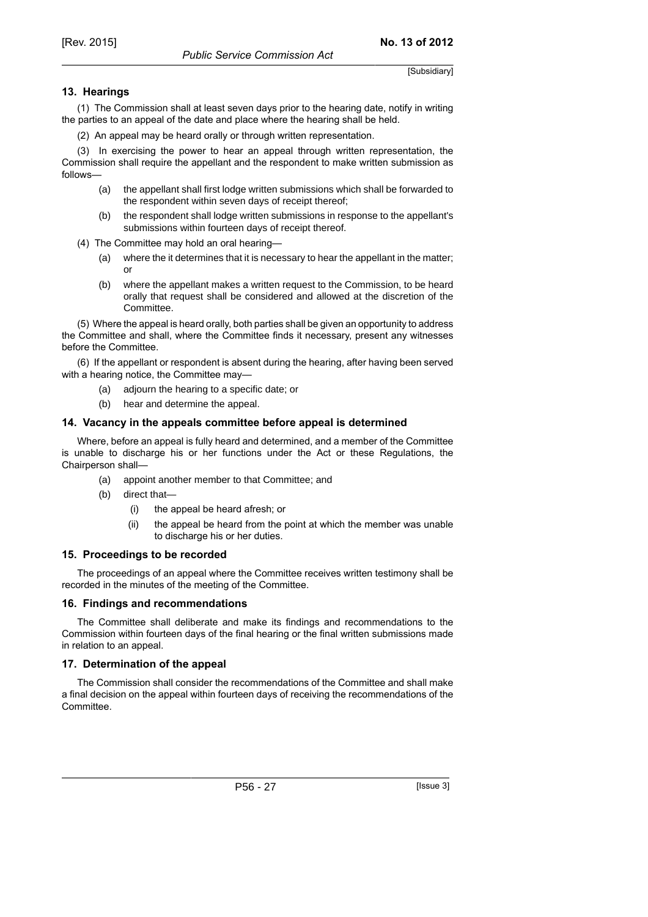## 13. Hearings

(1) The Commission shall at least seven days prior to the hearing date, notify in writing the parties to an appeal of the date and place where the hearing shall be held.

(2) An appeal may be heard orally or through written representation.

(3) In exercising the power to hear an appeal through written representation, the Commission shall require the appellant and the respondent to make written submission as follows—

- (a) the appellant shall first lodge written submissions which shall be forwarded to the respondent within seven days of receipt thereof;
- (b) the respondent shall lodge written submissions in response to the appellant's submissions within fourteen days of receipt thereof.

(4) The Committee may hold an oral hearing—

- (a) where the it determines that it is necessary to hear the appellant in the matter; or
- (b) where the appellant makes a written request to the Commission, to be heard orally that request shall be considered and allowed at the discretion of the Committee.

(5) Where the appeal is heard orally, both parties shall be given an opportunity to address the Committee and shall, where the Committee finds it necessary, present any witnesses before the Committee.

(6) If the appellant or respondent is absent during the hearing, after having been served with a hearing notice, the Committee may—

- (a) adjourn the hearing to a specific date; or
- (b) hear and determine the appeal.

## 14. Vacancy in the appeals committee before appeal is determined

Where, before an appeal is fully heard and determined, and a member of the Committee is unable to discharge his or her functions under the Act or these Regulations, the Chairperson shall—

- (a) appoint another member to that Committee; and
- (b) direct that—
  - (i) the appeal be heard afresh; or
  - (ii) the appeal be heard from the point at which the member was unable to discharge his or her duties.

## 15. Proceedings to be recorded

The proceedings of an appeal where the Committee receives written testimony shall be recorded in the minutes of the meeting of the Committee.

## 16. Findings and recommendations

The Committee shall deliberate and make its findings and recommendations to the Commission within fourteen days of the final hearing or the final written submissions made in relation to an appeal.

## 17. Determination of the appeal

The Commission shall consider the recommendations of the Committee and shall make a final decision on the appeal within fourteen days of receiving the recommendations of the Committee.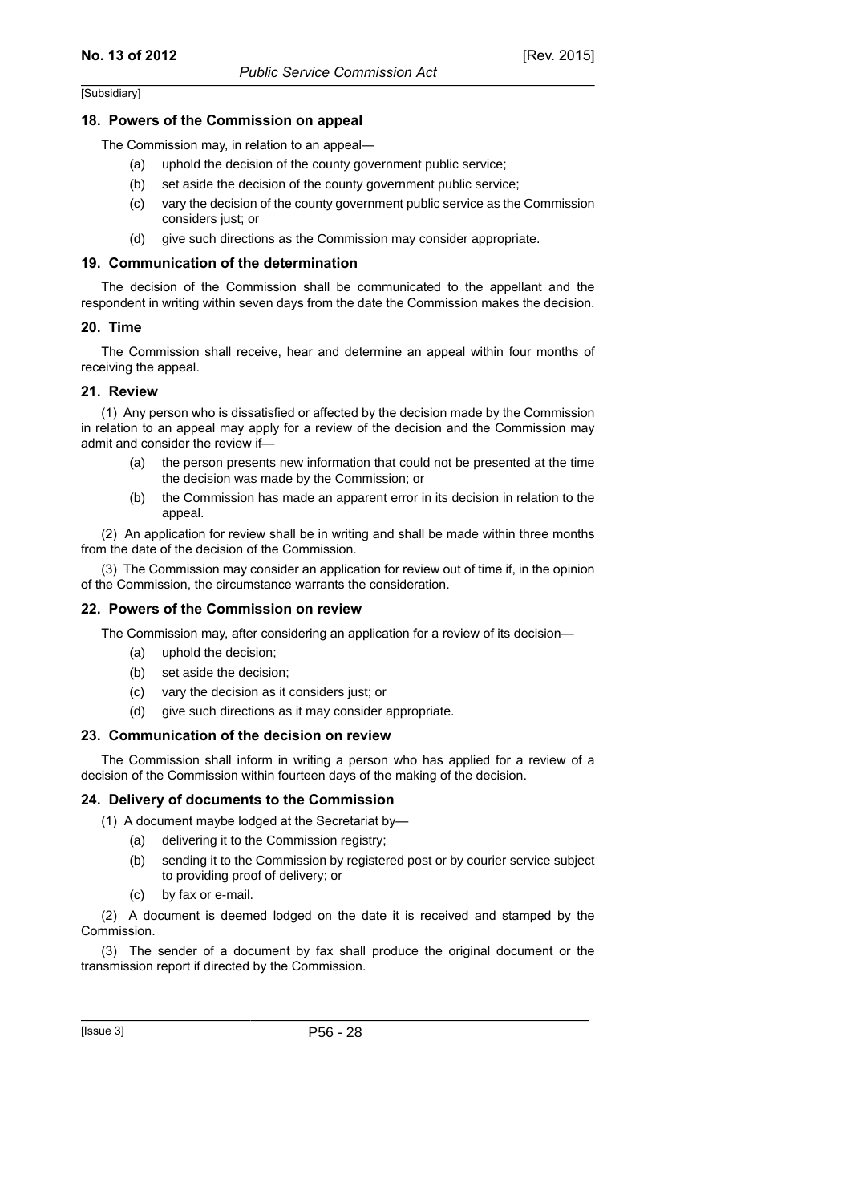### 18. Powers of the Commission on appeal

The Commission may, in relation to an appeal—

- (a) uphold the decision of the county government public service;
- (b) set aside the decision of the county government public service;
- (c) vary the decision of the county government public service as the Commission considers just; or
- (d) give such directions as the Commission may consider appropriate.

### 19. Communication of the determination

The decision of the Commission shall be communicated to the appellant and the respondent in writing within seven days from the date the Commission makes the decision.

### 20. Time

The Commission shall receive, hear and determine an appeal within four months of receiving the appeal.

### 21. Review

(1) Any person who is dissatisfied or affected by the decision made by the Commission in relation to an appeal may apply for a review of the decision and the Commission may admit and consider the review if—

- (a) the person presents new information that could not be presented at the time the decision was made by the Commission; or
- (b) the Commission has made an apparent error in its decision in relation to the appeal.

(2) An application for review shall be in writing and shall be made within three months from the date of the decision of the Commission.

(3) The Commission may consider an application for review out of time if, in the opinion of the Commission, the circumstance warrants the consideration.

### 22. Powers of the Commission on review

The Commission may, after considering an application for a review of its decision—

- (a) uphold the decision;
- (b) set aside the decision;
- (c) vary the decision as it considers just; or
- (d) give such directions as it may consider appropriate.

### 23. Communication of the decision on review

The Commission shall inform in writing a person who has applied for a review of a decision of the Commission within fourteen days of the making of the decision.

### 24. Delivery of documents to the Commission

(1) A document maybe lodged at the Secretariat by—

- (a) delivering it to the Commission registry;
- (b) sending it to the Commission by registered post or by courier service subject to providing proof of delivery; or
- (c) by fax or e-mail.

(2) A document is deemed lodged on the date it is received and stamped by the Commission.

(3) The sender of a document by fax shall produce the original document or the transmission report if directed by the Commission.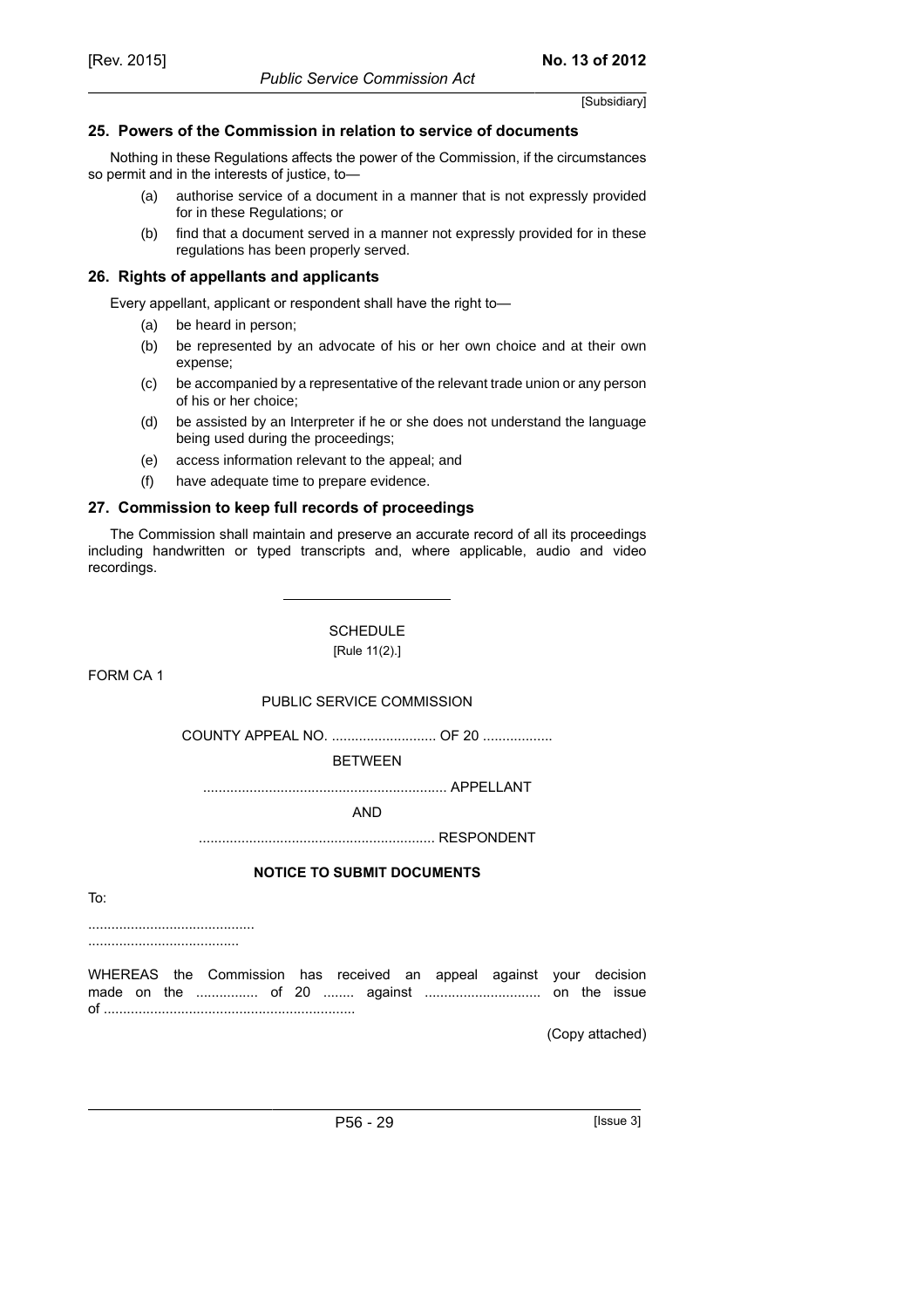[Subsidiary]

### 25. Powers of the Commission in relation to service of documents

Nothing in these Regulations affects the power of the Commission, if the circumstances so permit and in the interests of justice, to—

(a) authorise service of a document in a manner that is not expressly provided for in these Regulations; or

(b) find that a document served in a manner not expressly provided for in these regulations has been properly served.

### 26. Rights of appellants and applicants

Every appellant, applicant or respondent shall have the right to—

(a) be heard in person;

(b) be represented by an advocate of his or her own choice and at their own expense;

(c) be accompanied by a representative of the relevant trade union or any person of his or her choice;

(d) be assisted by an Interpreter if he or she does not understand the language being used during the proceedings;

(e) access information relevant to the appeal; and

(f) have adequate time to prepare evidence.

### 27. Commission to keep full records of proceedings

The Commission shall maintain and preserve an accurate record of all its proceedings including handwritten or typed transcripts and, where applicable, audio and video recordings.

---

SCHEDULE

[Rule 11(2).]

FORM CA 1

PUBLIC SERVICE COMMISSION

COUNTY APPEAL NO. ........................... OF 20 ..................

BETWEEN

.............................................................. APPELLANT

AND

............................................................ RESPONDENT

**NOTICE TO SUBMIT DOCUMENTS**

To:

...........................................

.......................................

WHEREAS the Commission has received an appeal against your decision made on the ................ of 20 ........ against .............................. on the issue of .................................................................

(Copy attached)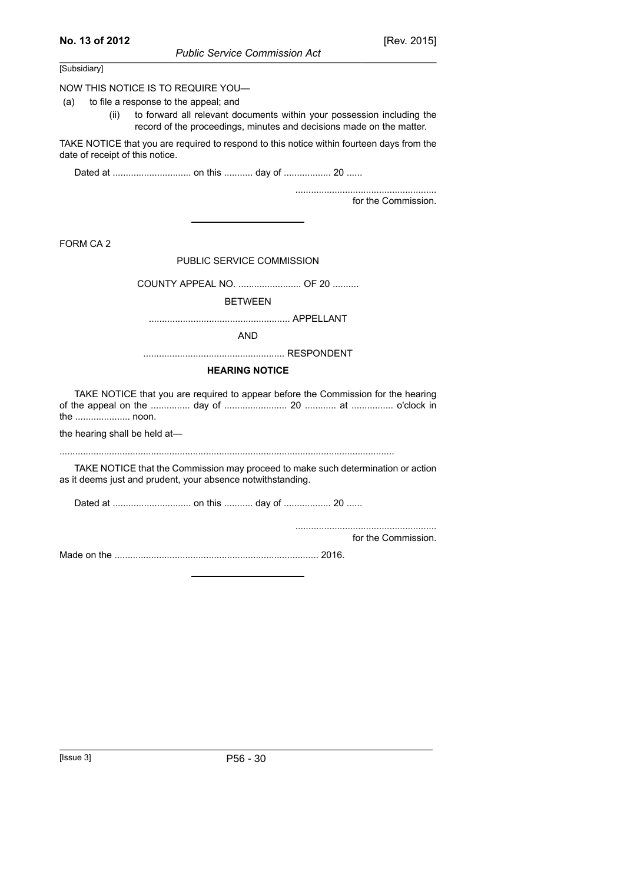[Subsidiary]

NOW THIS NOTICE IS TO REQUIRE YOU—

(a) to file a response to the appeal; and

(ii) to forward all relevant documents within your possession including the record of the proceedings, minutes and decisions made on the matter.

TAKE NOTICE that you are required to respond to this notice within fourteen days from the date of receipt of this notice.

Dated at .............................. on this ........... day of .................. 20 ......

......................................................
for the Commission.

---

FORM CA 2

PUBLIC SERVICE COMMISSION

COUNTY APPEAL NO. ........................ OF 20 ..........

BETWEEN

..................................................... APPELLANT

AND

..................................................... RESPONDENT

**HEARING NOTICE**

TAKE NOTICE that you are required to appear before the Commission for the hearing of the appeal on the ............... day of ........................ 20 ............ at ................ o'clock in the ..................... noon.

the hearing shall be held at—

..............................................................................................................................

TAKE NOTICE that the Commission may proceed to make such determination or action as it deems just and prudent, your absence notwithstanding.

Dated at .............................. on this ........... day of .................. 20 ......

......................................................
for the Commission.

Made on the ............................................................................. 2016.

---